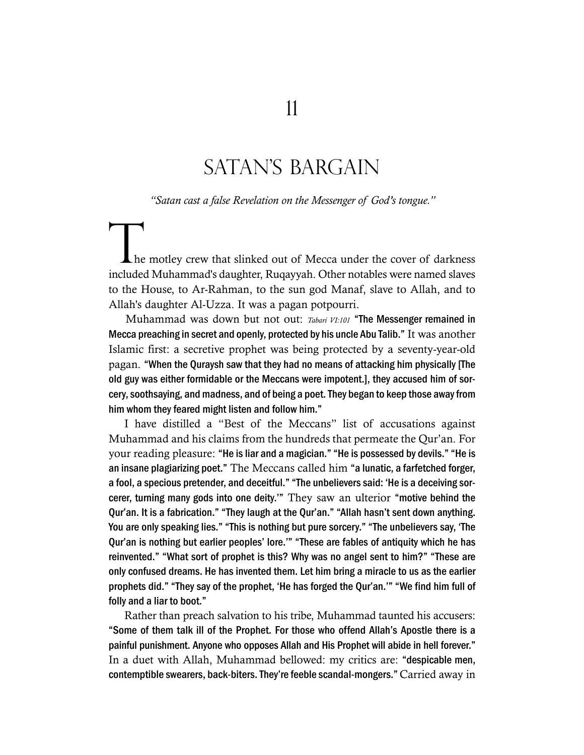# 11

# SATAN'S BARGAIN

*"Satan cast a false Revelation on the Messenger of God's tongue."*

The motley crew that slinked out of Mecca under the cover of darkness included Muhammad's daughter, Ruqayyah. Other notables were named slaves to the House, to Ar-Rahman, to the sun god Manaf, slave to Allah, and to Allah's daughter Al-Uzza. It was a pagan potpourri.

Muhammad was down but not out: *Tabari VI:101* **"The Messenger remained in Mecca preaching in secret and openly, protected by his uncle Abu Talib."** It was another Islamic first: a secretive prophet was being protected by a seventy-year-old pagan. **"When the Quraysh saw that they had no means of attacking him physically [The old guy was either formidable or the Meccans were impotent.], they accused him of sorcery, soothsaying, and madness, and of being a poet. They began to keep those away from him whom they feared might listen and follow him."**

I have distilled a "Best of the Meccans" list of accusations against Muhammad and his claims from the hundreds that permeate the Qur'an. For your reading pleasure: **"He is liar and a magician." "He is possessed by devils." "He is an insane plagiarizing poet."** The Meccans called him **"a lunatic, a farfetched forger, a fool, a specious pretender, and deceitful." "The unbelievers said: 'He is a deceiving sorcerer, turning many gods into one deity.'"** They saw an ulterior **"motive behind the Qur'an. It is a fabrication." "They laugh at the Qur'an." "Allah hasn't sent down anything. You are only speaking lies." "This is nothing but pure sorcery." "The unbelievers say, 'The Qur'an is nothing but earlier peoples' lore.'" "These are fables of antiquity which he has reinvented." "What sort of prophet is this? Why was no angel sent to him?" "These are only confused dreams. He has invented them. Let him bring a miracle to us as the earlier prophets did." "They say of the prophet, 'He has forged the Qur'an.'" "We find him full of folly and a liar to boot."**

Rather than preach salvation to his tribe, Muhammad taunted his accusers: **"Some of them talk ill of the Prophet. For those who offend Allah's Apostle there is a painful punishment. Anyone who opposes Allah and His Prophet will abide in hell forever."** In a duet with Allah, Muhammad bellowed: my critics are: **"despicable men, contemptible swearers, back-biters. They're feeble scandal-mongers."** Carried away in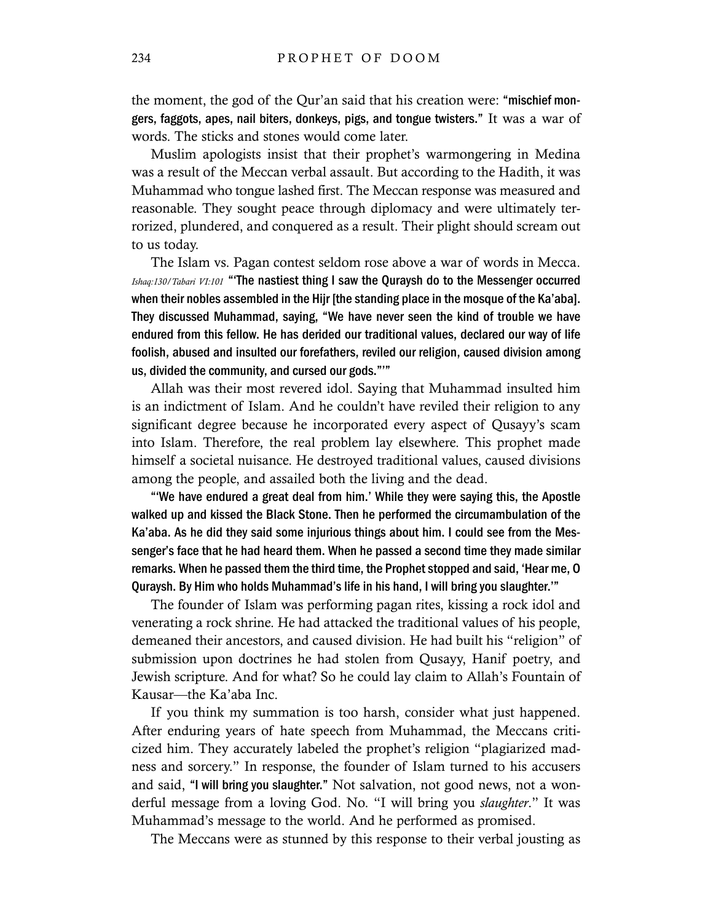the moment, the god of the Qur'an said that his creation were: **"mischief mongers, faggots, apes, nail biters, donkeys, pigs, and tongue twisters."** It was a war of words. The sticks and stones would come later.

Muslim apologists insist that their prophet's warmongering in Medina was a result of the Meccan verbal assault. But according to the Hadith, it was Muhammad who tongue lashed first. The Meccan response was measured and reasonable. They sought peace through diplomacy and were ultimately terrorized, plundered, and conquered as a result. Their plight should scream out to us today.

The Islam vs. Pagan contest seldom rose above a war of words in Mecca. *Ishaq:130/Tabari VI:101* **"'The nastiest thing I saw the Quraysh do to the Messenger occurred when their nobles assembled in the Hijr [the standing place in the mosque of the Ka'aba]. They discussed Muhammad, saying, "We have never seen the kind of trouble we have endured from this fellow. He has derided our traditional values, declared our way of life foolish, abused and insulted our forefathers, reviled our religion, caused division among us, divided the community, and cursed our gods."'"**

Allah was their most revered idol. Saying that Muhammad insulted him is an indictment of Islam. And he couldn't have reviled their religion to any significant degree because he incorporated every aspect of Qusayy's scam into Islam. Therefore, the real problem lay elsewhere. This prophet made himself a societal nuisance. He destroyed traditional values, caused divisions among the people, and assailed both the living and the dead.

**"'We have endured a great deal from him.' While they were saying this, the Apostle walked up and kissed the Black Stone. Then he performed the circumambulation of the Ka'aba. As he did they said some injurious things about him. I could see from the Messenger's face that he had heard them. When he passed a second time they made similar remarks. When he passed them the third time, the Prophet stopped and said, 'Hear me, O Quraysh. By Him who holds Muhammad's life in his hand, I will bring you slaughter.'"**

The founder of Islam was performing pagan rites, kissing a rock idol and venerating a rock shrine. He had attacked the traditional values of his people, demeaned their ancestors, and caused division. He had built his "religion" of submission upon doctrines he had stolen from Qusayy, Hanif poetry, and Jewish scripture. And for what? So he could lay claim to Allah's Fountain of Kausar—the Ka'aba Inc.

If you think my summation is too harsh, consider what just happened. After enduring years of hate speech from Muhammad, the Meccans criticized him. They accurately labeled the prophet's religion "plagiarized madness and sorcery." In response, the founder of Islam turned to his accusers and said, **"I will bring you slaughter."** Not salvation, not good news, not a wonderful message from a loving God. No. "I will bring you *slaughter*." It was Muhammad's message to the world. And he performed as promised.

The Meccans were as stunned by this response to their verbal jousting as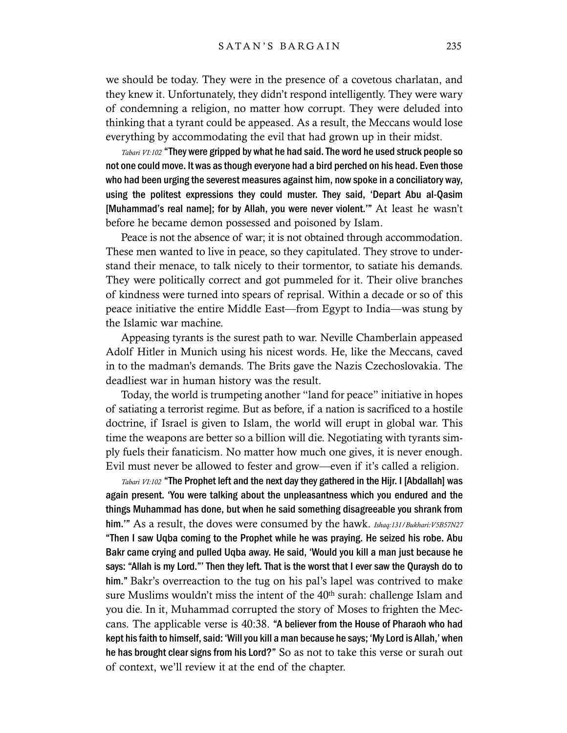we should be today. They were in the presence of a covetous charlatan, and they knew it. Unfortunately, they didn't respond intelligently. They were wary of condemning a religion, no matter how corrupt. They were deluded into thinking that a tyrant could be appeased. As a result, the Meccans would lose everything by accommodating the evil that had grown up in their midst.

*Tabari VI:102* **"They were gripped by what he had said. The word he used struck people so not one could move. It was as though everyone had a bird perched on his head. Even those who had been urging the severest measures against him, now spoke in a conciliatory way, using the politest expressions they could muster. They said, 'Depart Abu al-Qasim [Muhammad's real name]; for by Allah, you were never violent.'"** At least he wasn't before he became demon possessed and poisoned by Islam.

Peace is not the absence of war; it is not obtained through accommodation. These men wanted to live in peace, so they capitulated. They strove to understand their menace, to talk nicely to their tormentor, to satiate his demands. They were politically correct and got pummeled for it. Their olive branches of kindness were turned into spears of reprisal. Within a decade or so of this peace initiative the entire Middle East—from Egypt to India—was stung by the Islamic war machine.

Appeasing tyrants is the surest path to war. Neville Chamberlain appeased Adolf Hitler in Munich using his nicest words. He, like the Meccans, caved in to the madman's demands. The Brits gave the Nazis Czechoslovakia. The deadliest war in human history was the result.

Today, the world is trumpeting another "land for peace" initiative in hopes of satiating a terrorist regime. But as before, if a nation is sacrificed to a hostile doctrine, if Israel is given to Islam, the world will erupt in global war. This time the weapons are better so a billion will die. Negotiating with tyrants simply fuels their fanaticism. No matter how much one gives, it is never enough. Evil must never be allowed to fester and grow—even if it's called a religion.

*Tabari VI:102* **"The Prophet left and the next day they gathered in the Hijr. I [Abdallah] was again present. 'You were talking about the unpleasantness which you endured and the things Muhammad has done, but when he said something disagreeable you shrank from him.'"** As a result, the doves were consumed by the hawk. *Ishaq:131/Bukhari:V5B57N27* **"Then I saw Uqba coming to the Prophet while he was praying. He seized his robe. Abu Bakr came crying and pulled Uqba away. He said, 'Would you kill a man just because he says: "Allah is my Lord."' Then they left. That is the worst that I ever saw the Quraysh do to him."** Bakr's overreaction to the tug on his pal's lapel was contrived to make sure Muslims wouldn't miss the intent of the 40th surah: challenge Islam and you die. In it, Muhammad corrupted the story of Moses to frighten the Meccans. The applicable verse is 40:38. **"A believer from the House of Pharaoh who had kept his faith to himself, said: 'Will you kill a man because he says; 'My Lord is Allah,' when he has brought clear signs from his Lord?"** So as not to take this verse or surah out of context, we'll review it at the end of the chapter.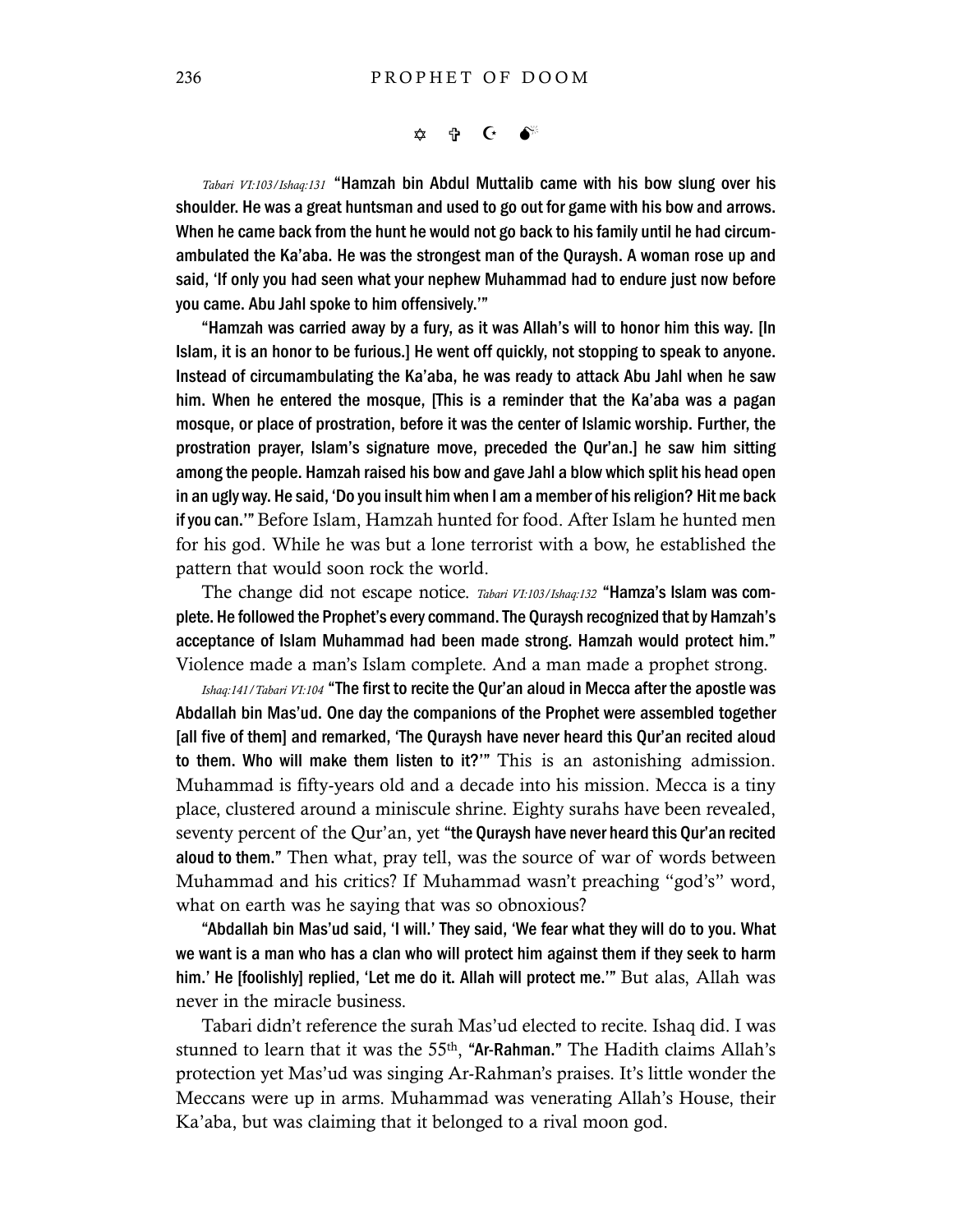✡ ✞ ☪ 💣

*Tabari VI:103/Ishaq:131* **"Hamzah bin Abdul Muttalib came with his bow slung over his shoulder. He was a great huntsman and used to go out for game with his bow and arrows. When he came back from the hunt he would not go back to his family until he had circumambulated the Ka'aba. He was the strongest man of the Quraysh. A woman rose up and said, 'If only you had seen what your nephew Muhammad had to endure just now before you came. Abu Jahl spoke to him offensively.'"**

**"Hamzah was carried away by a fury, as it was Allah's will to honor him this way. [In Islam, it is an honor to be furious.] He went off quickly, not stopping to speak to anyone. Instead of circumambulating the Ka'aba, he was ready to attack Abu Jahl when he saw him. When he entered the mosque, [This is a reminder that the Ka'aba was a pagan mosque, or place of prostration, before it was the center of Islamic worship. Further, the prostration prayer, Islam's signature move, preceded the Qur'an.] he saw him sitting among the people. Hamzah raised his bow and gave Jahl a blow which split his head open in an ugly way. He said, 'Do you insult him when I am a member of his religion? Hit me back if you can.'"** Before Islam, Hamzah hunted for food. After Islam he hunted men for his god. While he was but a lone terrorist with a bow, he established the pattern that would soon rock the world.

The change did not escape notice. *Tabari VI:103/Ishaq:132* **"Hamza's Islam was complete. He followed the Prophet's every command. The Quraysh recognized that by Hamzah's acceptance of Islam Muhammad had been made strong. Hamzah would protect him."** Violence made a man's Islam complete. And a man made a prophet strong.

*Ishaq:141/Tabari VI:104* **"The first to recite the Qur'an aloud in Mecca after the apostle was Abdallah bin Mas'ud. One day the companions of the Prophet were assembled together [all five of them] and remarked, 'The Quraysh have never heard this Qur'an recited aloud to them. Who will make them listen to it?'"** This is an astonishing admission. Muhammad is fifty-years old and a decade into his mission. Mecca is a tiny place, clustered around a miniscule shrine. Eighty surahs have been revealed, seventy percent of the Qur'an, yet **"the Quraysh have never heard this Qur'an recited aloud to them."** Then what, pray tell, was the source of war of words between Muhammad and his critics? If Muhammad wasn't preaching "god's" word, what on earth was he saying that was so obnoxious?

**"Abdallah bin Mas'ud said, 'I will.' They said, 'We fear what they will do to you. What we want is a man who has a clan who will protect him against them if they seek to harm him.' He [foolishly] replied, 'Let me do it. Allah will protect me.'"** But alas, Allah was never in the miracle business.

Tabari didn't reference the surah Mas'ud elected to recite. Ishaq did. I was stunned to learn that it was the 55th, **"Ar-Rahman."** The Hadith claims Allah's protection yet Mas'ud was singing Ar-Rahman's praises. It's little wonder the Meccans were up in arms. Muhammad was venerating Allah's House, their Ka'aba, but was claiming that it belonged to a rival moon god.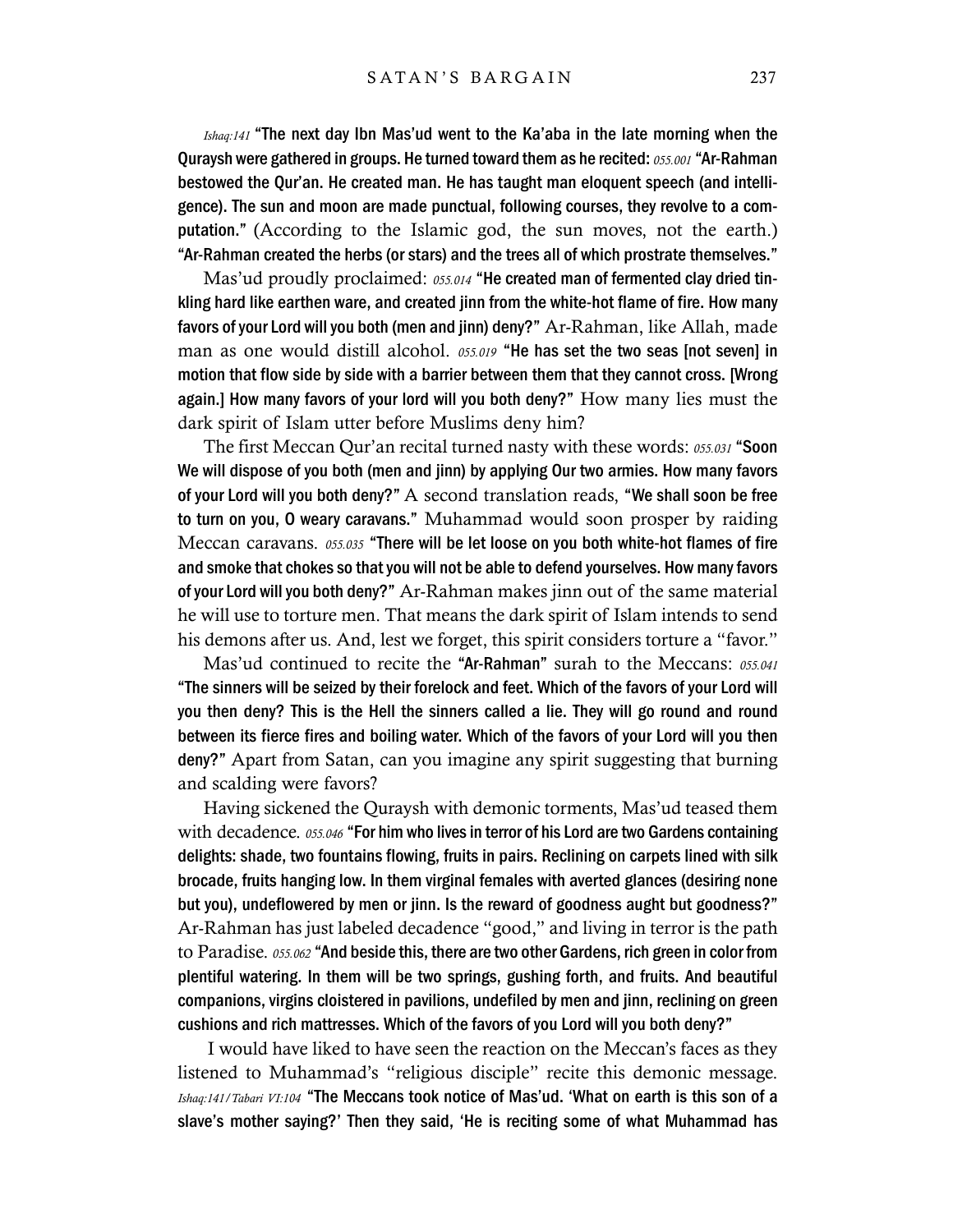*Ishaq:141* **"The next day Ibn Mas'ud went to the Ka'aba in the late morning when the Quraysh were gathered in groups. He turned toward them as he recited:** *055.001* **"Ar-Rahman bestowed the Qur'an. He created man. He has taught man eloquent speech (and intelligence). The sun and moon are made punctual, following courses, they revolve to a computation."** (According to the Islamic god, the sun moves, not the earth.) **"Ar-Rahman created the herbs (or stars) and the trees all of which prostrate themselves."**

Mas'ud proudly proclaimed: *055.014* **"He created man of fermented clay dried tinkling hard like earthen ware, and created jinn from the white-hot flame of fire. How many favors of your Lord will you both (men and jinn) deny?"** Ar-Rahman, like Allah, made man as one would distill alcohol. *055.019* **"He has set the two seas [not seven] in motion that flow side by side with a barrier between them that they cannot cross. [Wrong again.] How many favors of your lord will you both deny?"** How many lies must the dark spirit of Islam utter before Muslims deny him?

The first Meccan Qur'an recital turned nasty with these words: *055.031* **"Soon We will dispose of you both (men and jinn) by applying Our two armies. How many favors of your Lord will you both deny?"** A second translation reads, **"We shall soon be free to turn on you, O weary caravans."** Muhammad would soon prosper by raiding Meccan caravans. *055.035* **"There will be let loose on you both white-hot flames of fire and smoke that chokes so that you will not be able to defend yourselves. How many favors of your Lord will you both deny?"** Ar-Rahman makes jinn out of the same material he will use to torture men. That means the dark spirit of Islam intends to send his demons after us. And, lest we forget, this spirit considers torture a "favor."

Mas'ud continued to recite the **"Ar-Rahman"** surah to the Meccans: *055.041* **"The sinners will be seized by their forelock and feet. Which of the favors of your Lord will you then deny? This is the Hell the sinners called a lie. They will go round and round between its fierce fires and boiling water. Which of the favors of your Lord will you then deny?"** Apart from Satan, can you imagine any spirit suggesting that burning and scalding were favors?

Having sickened the Quraysh with demonic torments, Mas'ud teased them with decadence. *055.046* **"For him who lives in terror of his Lord are two Gardens containing delights: shade, two fountains flowing, fruits in pairs. Reclining on carpets lined with silk brocade, fruits hanging low. In them virginal females with averted glances (desiring none but you), undeflowered by men or jinn. Is the reward of goodness aught but goodness?"** Ar-Rahman has just labeled decadence "good," and living in terror is the path to Paradise. *055.062* **"And beside this, there are two other Gardens, rich green in color from plentiful watering. In them will be two springs, gushing forth, and fruits. And beautiful companions, virgins cloistered in pavilions, undefiled by men and jinn, reclining on green cushions and rich mattresses. Which of the favors of you Lord will you both deny?"**

I would have liked to have seen the reaction on the Meccan's faces as they listened to Muhammad's "religious disciple" recite this demonic message. *Ishaq:141/Tabari VI:104* **"The Meccans took notice of Mas'ud. 'What on earth is this son of a slave's mother saying?' Then they said, 'He is reciting some of what Muhammad has**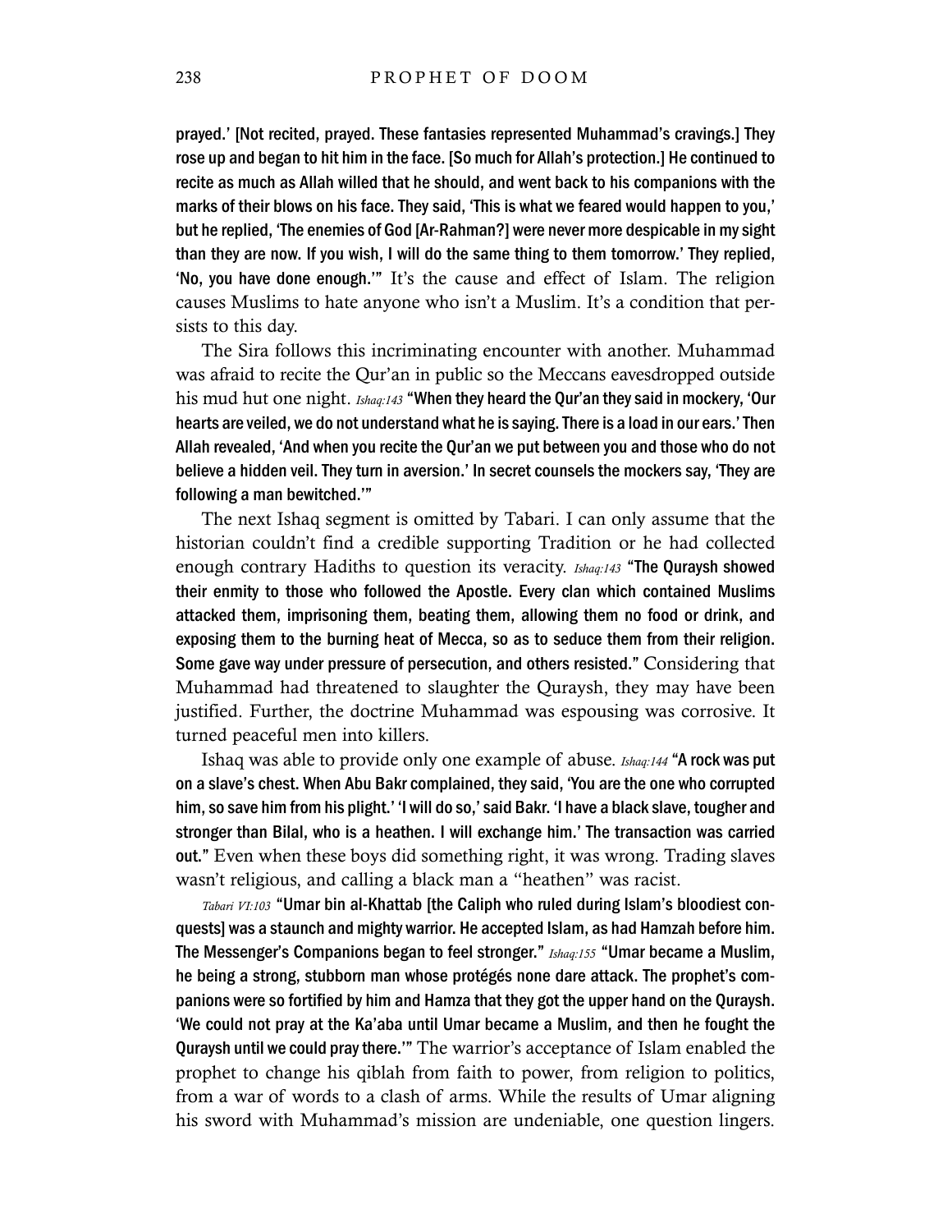prayed.' [Not recited, prayed. These fantasies represented Muhammad's cravings.] They rose up and began to hit him in the face. [So much for Allah's protection.] He continued to recite as much as Allah willed that he should, and went back to his companions with the marks of their blows on his face. They said, 'This is what we feared would happen to you,' but he replied, 'The enemies of God [Ar-Rahman?] were never more despicable in my sight than they are now. If you wish, I will do the same thing to them tomorrow.' They replied, 'No, you have done enough.'" It's the cause and effect of Islam. The religion causes Muslims to hate anyone who isn't a Muslim. It's a condition that persists to this day.

The Sira follows this incriminating encounter with another. Muhammad was afraid to recite the Qur'an in public so the Meccans eavesdropped outside his mud hut one night. *Ishaq:143* "When they heard the Qur'an they said in mockery, 'Our hearts are veiled, we do not understand what he is saying. There is a load in our ears.' Then Allah revealed, 'And when you recite the Qur'an we put between you and those who do not believe a hidden veil. They turn in aversion.' In secret counsels the mockers say, 'They are following a man bewitched.'"

The next Ishaq segment is omitted by Tabari. I can only assume that the historian couldn't find a credible supporting Tradition or he had collected enough contrary Hadiths to question its veracity. *Ishaq:143* "The Quraysh showed their enmity to those who followed the Apostle. Every clan which contained Muslims attacked them, imprisoning them, beating them, allowing them no food or drink, and exposing them to the burning heat of Mecca, so as to seduce them from their religion. Some gave way under pressure of persecution, and others resisted." Considering that Muhammad had threatened to slaughter the Quraysh, they may have been justified. Further, the doctrine Muhammad was espousing was corrosive. It turned peaceful men into killers.

Ishaq was able to provide only one example of abuse. *Ishaq:144* "A rock was put on a slave's chest. When Abu Bakr complained, they said, 'You are the one who corrupted him, so save him from his plight.' 'I will do so,' said Bakr. 'I have a black slave, tougher and stronger than Bilal, who is a heathen. I will exchange him.' The transaction was carried out." Even when these boys did something right, it was wrong. Trading slaves wasn't religious, and calling a black man a "heathen" was racist.

*Tabari VI:103* "Umar bin al-Khattab [the Caliph who ruled during Islam's bloodiest conquests] was a staunch and mighty warrior. He accepted Islam, as had Hamzah before him. The Messenger's Companions began to feel stronger." *Ishaq:155* "Umar became a Muslim, he being a strong, stubborn man whose protégés none dare attack. The prophet's companions were so fortified by him and Hamza that they got the upper hand on the Quraysh. 'We could not pray at the Ka'aba until Umar became a Muslim, and then he fought the Quraysh until we could pray there.'" The warrior's acceptance of Islam enabled the prophet to change his qiblah from faith to power, from religion to politics, from a war of words to a clash of arms. While the results of Umar aligning his sword with Muhammad's mission are undeniable, one question lingers.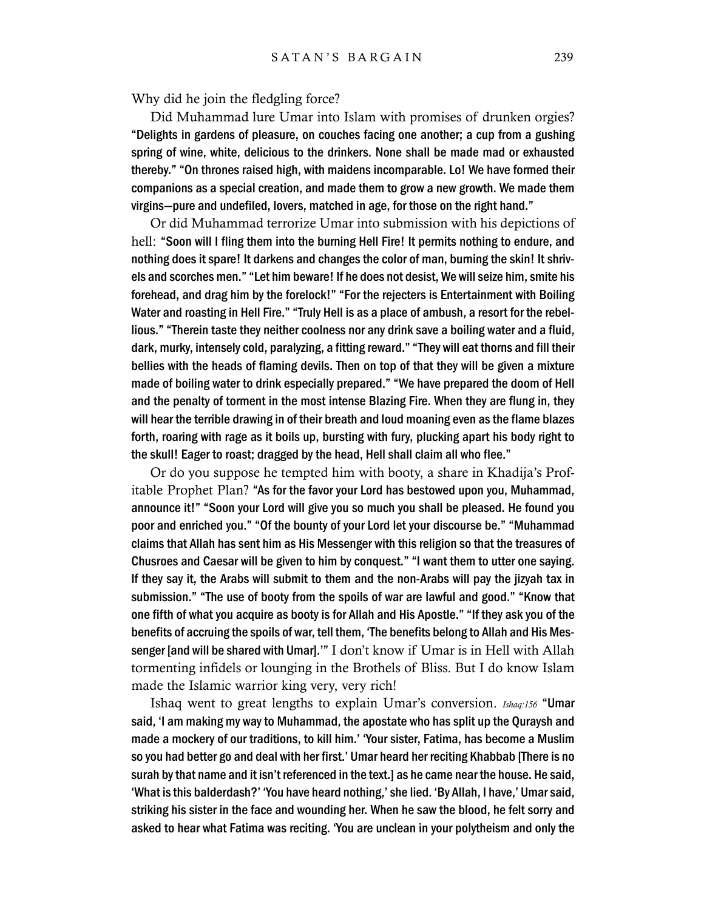Why did he join the fledgling force?

Did Muhammad lure Umar into Islam with promises of drunken orgies? **"Delights in gardens of pleasure, on couches facing one another; a cup from a gushing spring of wine, white, delicious to the drinkers. None shall be made mad or exhausted thereby." "On thrones raised high, with maidens incomparable. Lo! We have formed their companions as a special creation, and made them to grow a new growth. We made them virgins—pure and undefiled, lovers, matched in age, for those on the right hand."**

Or did Muhammad terrorize Umar into submission with his depictions of hell: **"Soon will I fling them into the burning Hell Fire! It permits nothing to endure, and nothing does it spare! It darkens and changes the color of man, burning the skin! It shrivels and scorches men." "Let him beware! If he does not desist, We will seize him, smite his forehead, and drag him by the forelock!" "For the rejecters is Entertainment with Boiling Water and roasting in Hell Fire." "Truly Hell is as a place of ambush, a resort for the rebellious." "Therein taste they neither coolness nor any drink save a boiling water and a fluid, dark, murky, intensely cold, paralyzing, a fitting reward." "They will eat thorns and fill their bellies with the heads of flaming devils. Then on top of that they will be given a mixture made of boiling water to drink especially prepared." "We have prepared the doom of Hell and the penalty of torment in the most intense Blazing Fire. When they are flung in, they will hear the terrible drawing in of their breath and loud moaning even as the flame blazes forth, roaring with rage as it boils up, bursting with fury, plucking apart his body right to the skull! Eager to roast; dragged by the head, Hell shall claim all who flee."**

Or do you suppose he tempted him with booty, a share in Khadija's Profitable Prophet Plan? **"As for the favor your Lord has bestowed upon you, Muhammad, announce it!" "Soon your Lord will give you so much you shall be pleased. He found you poor and enriched you." "Of the bounty of your Lord let your discourse be." "Muhammad claims that Allah has sent him as His Messenger with this religion so that the treasures of Chusroes and Caesar will be given to him by conquest." "I want them to utter one saying. If they say it, the Arabs will submit to them and the non-Arabs will pay the jizyah tax in submission." "The use of booty from the spoils of war are lawful and good." "Know that one fifth of what you acquire as booty is for Allah and His Apostle." "If they ask you of the benefits of accruing the spoils of war, tell them, 'The benefits belong to Allah and His Messenger [and will be shared with Umar].'"** I don't know if Umar is in Hell with Allah tormenting infidels or lounging in the Brothels of Bliss. But I do know Islam made the Islamic warrior king very, very rich!

Ishaq went to great lengths to explain Umar's conversion. *Ishaq:156* **"Umar said, 'I am making my way to Muhammad, the apostate who has split up the Quraysh and made a mockery of our traditions, to kill him.' 'Your sister, Fatima, has become a Muslim so you had better go and deal with her first.' Umar heard her reciting Khabbab [There is no surah by that name and it isn't referenced in the text.] as he came near the house. He said, 'What is this balderdash?' 'You have heard nothing,' she lied. 'By Allah, I have,' Umar said, striking his sister in the face and wounding her. When he saw the blood, he felt sorry and asked to hear what Fatima was reciting. 'You are unclean in your polytheism and only the**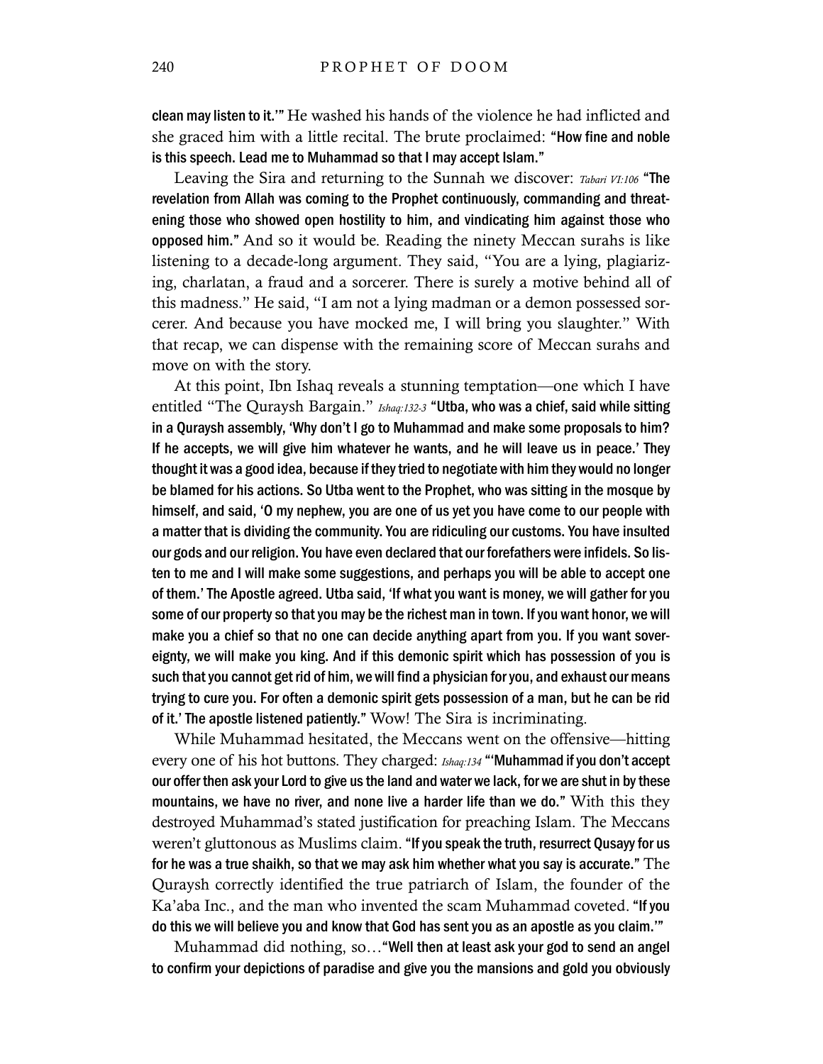**clean may listen to it.'"** He washed his hands of the violence he had inflicted and she graced him with a little recital. The brute proclaimed: **"How fine and noble is this speech. Lead me to Muhammad so that I may accept Islam."**

Leaving the Sira and returning to the Sunnah we discover: *Tabari VI:106* **"The revelation from Allah was coming to the Prophet continuously, commanding and threatening those who showed open hostility to him, and vindicating him against those who opposed him."** And so it would be. Reading the ninety Meccan surahs is like listening to a decade-long argument. They said, "You are a lying, plagiarizing, charlatan, a fraud and a sorcerer. There is surely a motive behind all of this madness." He said, "I am not a lying madman or a demon possessed sorcerer. And because you have mocked me, I will bring you slaughter." With that recap, we can dispense with the remaining score of Meccan surahs and move on with the story.

At this point, Ibn Ishaq reveals a stunning temptation—one which I have entitled "The Quraysh Bargain." *Ishaq:132-3* **"Utba, who was a chief, said while sitting in a Quraysh assembly, 'Why don't I go to Muhammad and make some proposals to him? If he accepts, we will give him whatever he wants, and he will leave us in peace.' They thought it was a good idea, because if they tried to negotiate with him they would no longer be blamed for his actions. So Utba went to the Prophet, who was sitting in the mosque by himself, and said, 'O my nephew, you are one of us yet you have come to our people with a matter that is dividing the community. You are ridiculing our customs. You have insulted our gods and our religion. You have even declared that our forefathers were infidels. So listen to me and I will make some suggestions, and perhaps you will be able to accept one of them.' The Apostle agreed. Utba said, 'If what you want is money, we will gather for you some of our property so that you may be the richest man in town. If you want honor, we will make you a chief so that no one can decide anything apart from you. If you want sovereignty, we will make you king. And if this demonic spirit which has possession of you is such that you cannot get rid of him, we will find a physician for you, and exhaust our means trying to cure you. For often a demonic spirit gets possession of a man, but he can be rid of it.' The apostle listened patiently."** Wow! The Sira is incriminating.

While Muhammad hesitated, the Meccans went on the offensive—hitting every one of his hot buttons. They charged: *Ishaq:134* **"'Muhammad if you don't accept our offer then ask your Lord to give us the land and water we lack, for we are shut in by these mountains, we have no river, and none live a harder life than we do."** With this they destroyed Muhammad's stated justification for preaching Islam. The Meccans weren't gluttonous as Muslims claim. **"If you speak the truth, resurrect Qusayy for us for he was a true shaikh, so that we may ask him whether what you say is accurate."** The Quraysh correctly identified the true patriarch of Islam, the founder of the Ka'aba Inc., and the man who invented the scam Muhammad coveted. **"If you do this we will believe you and know that God has sent you as an apostle as you claim.'"**

Muhammad did nothing, so…**"Well then at least ask your god to send an angel to confirm your depictions of paradise and give you the mansions and gold you obviously**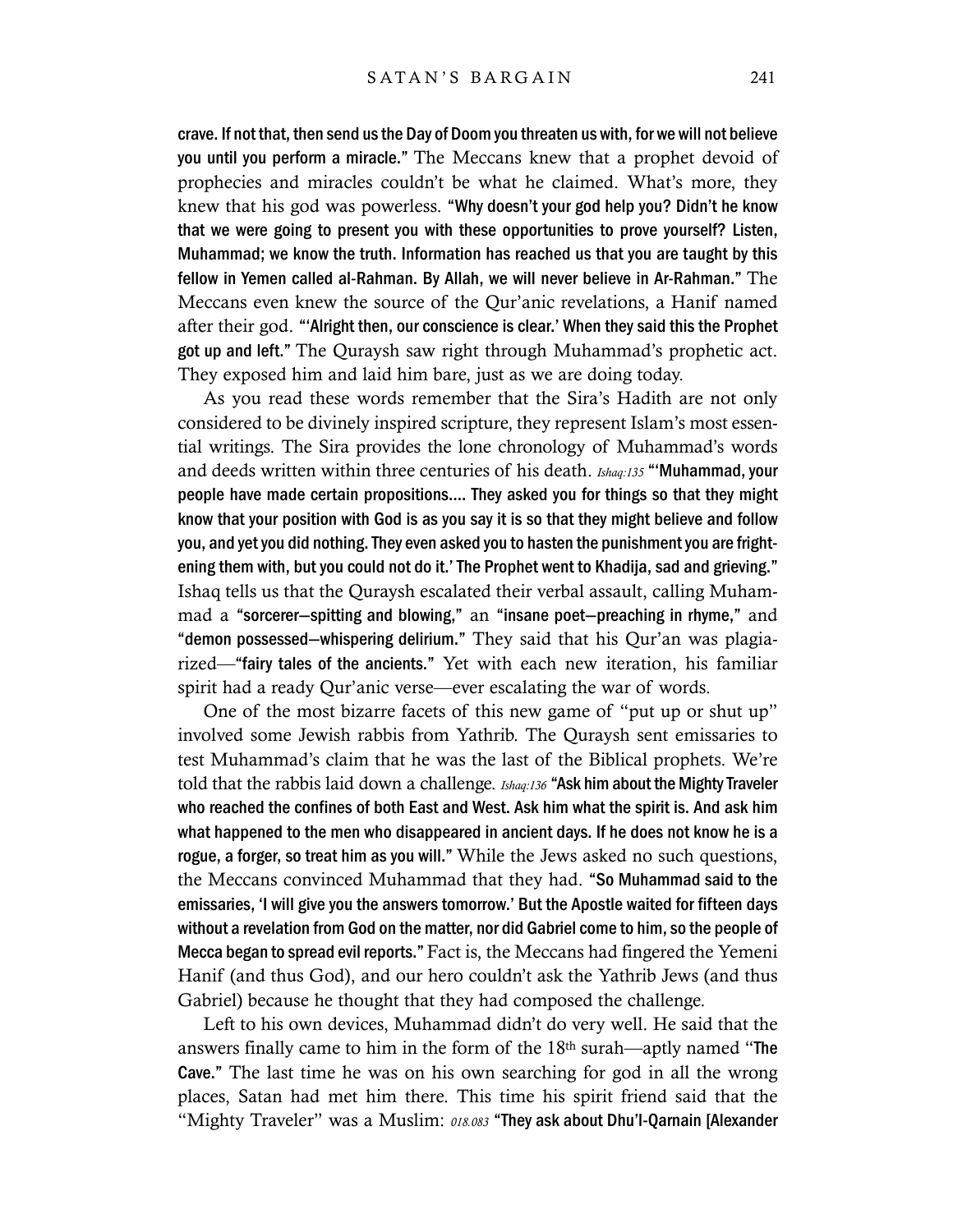**crave. If not that, then send us the Day of Doom you threaten us with, for we will not believe you until you perform a miracle."** The Meccans knew that a prophet devoid of prophecies and miracles couldn't be what he claimed. What's more, they knew that his god was powerless. **"Why doesn't your god help you? Didn't he know that we were going to present you with these opportunities to prove yourself? Listen, Muhammad; we know the truth. Information has reached us that you are taught by this fellow in Yemen called al-Rahman. By Allah, we will never believe in Ar-Rahman."** The Meccans even knew the source of the Qur'anic revelations, a Hanif named after their god. **"'Alright then, our conscience is clear.' When they said this the Prophet got up and left."** The Quraysh saw right through Muhammad's prophetic act. They exposed him and laid him bare, just as we are doing today.

As you read these words remember that the Sira's Hadith are not only considered to be divinely inspired scripture, they represent Islam's most essential writings. The Sira provides the lone chronology of Muhammad's words and deeds written within three centuries of his death. *Ishaq:135* **"'Muhammad, your people have made certain propositions.... They asked you for things so that they might know that your position with God is as you say it is so that they might believe and follow you, and yet you did nothing. They even asked you to hasten the punishment you are frightening them with, but you could not do it.' The Prophet went to Khadija, sad and grieving."** Ishaq tells us that the Quraysh escalated their verbal assault, calling Muhammad a **"sorcerer—spitting and blowing,"** an **"insane poet—preaching in rhyme,"** and **"demon possessed—whispering delirium."** They said that his Qur'an was plagiarized—**"fairy tales of the ancients."** Yet with each new iteration, his familiar spirit had a ready Qur'anic verse—ever escalating the war of words.

One of the most bizarre facets of this new game of "put up or shut up" involved some Jewish rabbis from Yathrib. The Quraysh sent emissaries to test Muhammad's claim that he was the last of the Biblical prophets. We're told that the rabbis laid down a challenge. *Ishaq:136* **"Ask him about the Mighty Traveler who reached the confines of both East and West. Ask him what the spirit is. And ask him what happened to the men who disappeared in ancient days. If he does not know he is a rogue, a forger, so treat him as you will."** While the Jews asked no such questions, the Meccans convinced Muhammad that they had. **"So Muhammad said to the emissaries, 'I will give you the answers tomorrow.' But the Apostle waited for fifteen days without a revelation from God on the matter, nor did Gabriel come to him, so the people of Mecca began to spread evil reports."** Fact is, the Meccans had fingered the Yemeni Hanif (and thus God), and our hero couldn't ask the Yathrib Jews (and thus Gabriel) because he thought that they had composed the challenge.

Left to his own devices, Muhammad didn't do very well. He said that the answers finally came to him in the form of the 18th surah—aptly named "**The Cave.**" The last time he was on his own searching for god in all the wrong places, Satan had met him there. This time his spirit friend said that the "Mighty Traveler" was a Muslim: *018.083* **"They ask about Dhu'l-Qarnain [Alexander**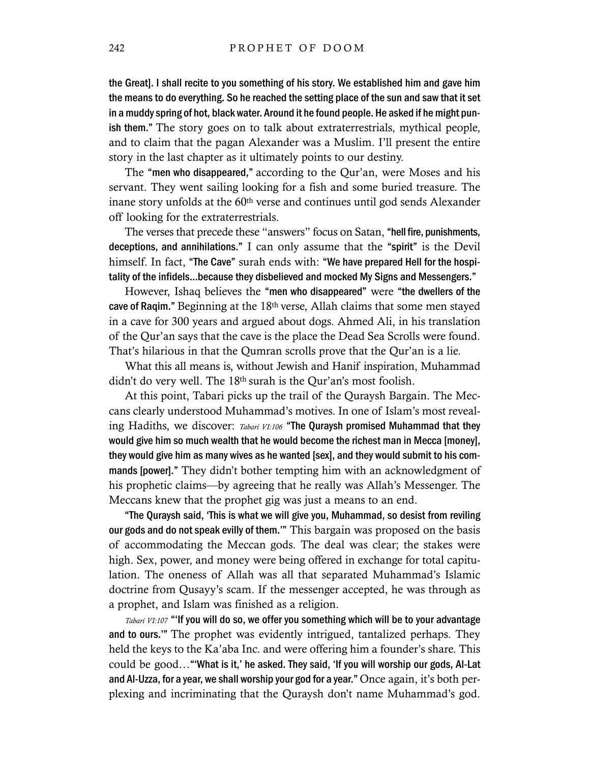the Great]. I shall recite to you something of his story. We established him and gave him the means to do everything. So he reached the setting place of the sun and saw that it set in a muddy spring of hot, black water. Around it he found people. He asked if he might punish them." The story goes on to talk about extraterrestrials, mythical people, and to claim that the pagan Alexander was a Muslim. I'll present the entire story in the last chapter as it ultimately points to our destiny.

The "men who disappeared," according to the Qur'an, were Moses and his servant. They went sailing looking for a fish and some buried treasure. The inane story unfolds at the 60th verse and continues until god sends Alexander off looking for the extraterrestrials.

The verses that precede these "answers" focus on Satan, "hell fire, punishments, deceptions, and annihilations." I can only assume that the "spirit" is the Devil himself. In fact, "The Cave" surah ends with: "We have prepared Hell for the hospitality of the infidels...because they disbelieved and mocked My Signs and Messengers."

However, Ishaq believes the "men who disappeared" were "the dwellers of the cave of Raqim." Beginning at the 18th verse, Allah claims that some men stayed in a cave for 300 years and argued about dogs. Ahmed Ali, in his translation of the Qur'an says that the cave is the place the Dead Sea Scrolls were found. That's hilarious in that the Qumran scrolls prove that the Qur'an is a lie.

What this all means is, without Jewish and Hanif inspiration, Muhammad didn't do very well. The 18th surah is the Qur'an's most foolish.

At this point, Tabari picks up the trail of the Quraysh Bargain. The Meccans clearly understood Muhammad's motives. In one of Islam's most revealing Hadiths, we discover: *Tabari VI:106* "The Quraysh promised Muhammad that they would give him so much wealth that he would become the richest man in Mecca [money], they would give him as many wives as he wanted [sex], and they would submit to his commands [power]." They didn't bother tempting him with an acknowledgment of his prophetic claims—by agreeing that he really was Allah's Messenger. The Meccans knew that the prophet gig was just a means to an end.

"The Quraysh said, 'This is what we will give you, Muhammad, so desist from reviling our gods and do not speak evilly of them.'" This bargain was proposed on the basis of accommodating the Meccan gods. The deal was clear; the stakes were high. Sex, power, and money were being offered in exchange for total capitulation. The oneness of Allah was all that separated Muhammad's Islamic doctrine from Qusayy's scam. If the messenger accepted, he was through as a prophet, and Islam was finished as a religion.

*Tabari VI:107* "'If you will do so, we offer you something which will be to your advantage and to ours.'" The prophet was evidently intrigued, tantalized perhaps. They held the keys to the Ka'aba Inc. and were offering him a founder's share. This could be good…"'What is it,' he asked. They said, 'If you will worship our gods, Al-Lat and Al-Uzza, for a year, we shall worship your god for a year." Once again, it's both perplexing and incriminating that the Quraysh don't name Muhammad's god.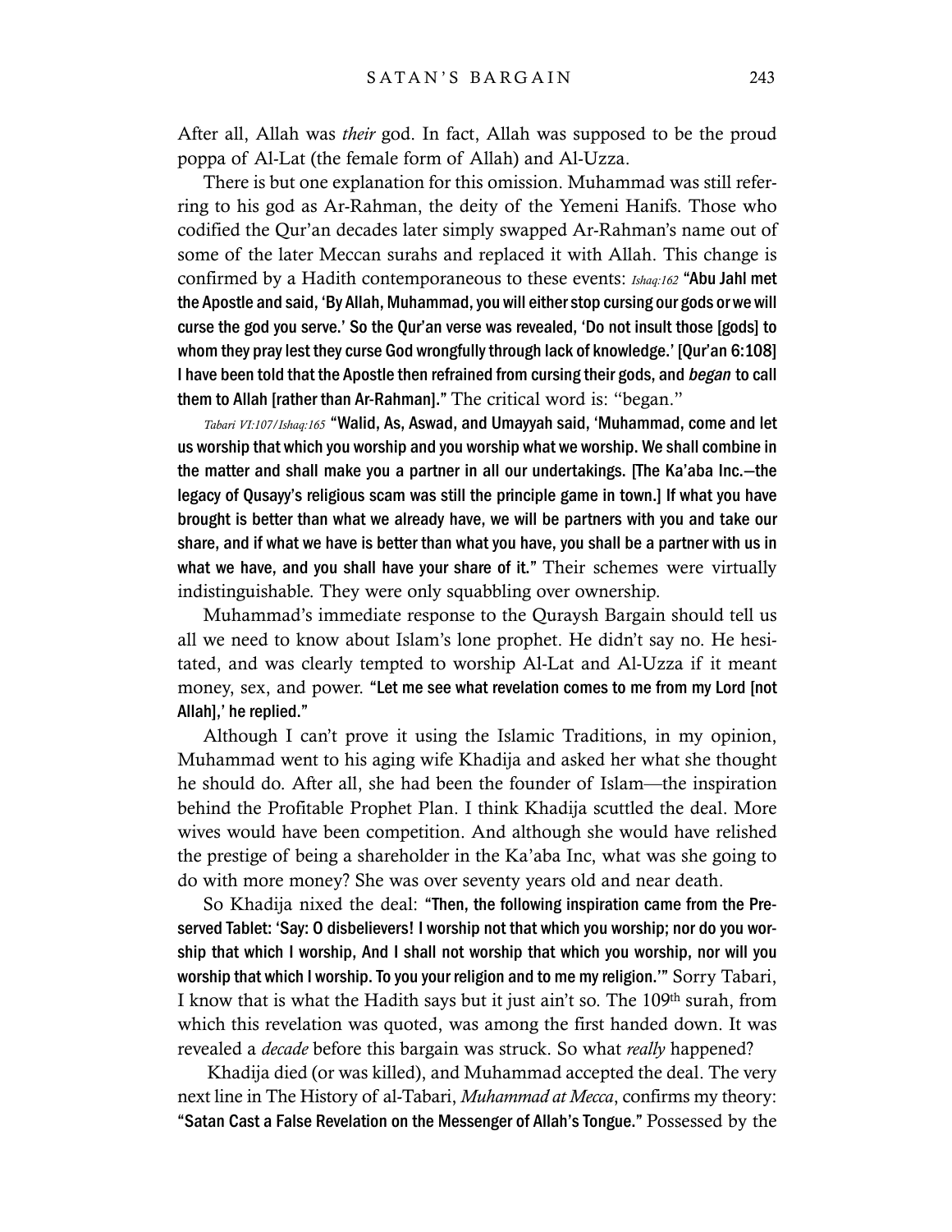After all, Allah was *their* god. In fact, Allah was supposed to be the proud poppa of Al-Lat (the female form of Allah) and Al-Uzza.

There is but one explanation for this omission. Muhammad was still referring to his god as Ar-Rahman, the deity of the Yemeni Hanifs. Those who codified the Qur'an decades later simply swapped Ar-Rahman's name out of some of the later Meccan surahs and replaced it with Allah. This change is confirmed by a Hadith contemporaneous to these events: *Ishaq:162* **"Abu Jahl met the Apostle and said, 'By Allah, Muhammad, you will either stop cursing our gods or we will curse the god you serve.' So the Qur'an verse was revealed, 'Do not insult those [gods] to whom they pray lest they curse God wrongfully through lack of knowledge.' [Qur'an 6:108] I have been told that the Apostle then refrained from cursing their gods, and *began* to call them to Allah [rather than Ar-Rahman]."** The critical word is: "began."

*Tabari VI:107/Ishaq:165* **"Walid, As, Aswad, and Umayyah said, 'Muhammad, come and let us worship that which you worship and you worship what we worship. We shall combine in the matter and shall make you a partner in all our undertakings. [The Ka'aba Inc.—the legacy of Qusayy's religious scam was still the principle game in town.] If what you have brought is better than what we already have, we will be partners with you and take our share, and if what we have is better than what you have, you shall be a partner with us in what we have, and you shall have your share of it."** Their schemes were virtually indistinguishable. They were only squabbling over ownership.

Muhammad's immediate response to the Quraysh Bargain should tell us all we need to know about Islam's lone prophet. He didn't say no. He hesitated, and was clearly tempted to worship Al-Lat and Al-Uzza if it meant money, sex, and power. **"Let me see what revelation comes to me from my Lord [not Allah],' he replied."**

Although I can't prove it using the Islamic Traditions, in my opinion, Muhammad went to his aging wife Khadija and asked her what she thought he should do. After all, she had been the founder of Islam—the inspiration behind the Profitable Prophet Plan. I think Khadija scuttled the deal. More wives would have been competition. And although she would have relished the prestige of being a shareholder in the Ka'aba Inc, what was she going to do with more money? She was over seventy years old and near death.

So Khadija nixed the deal: **"Then, the following inspiration came from the Preserved Tablet: 'Say: O disbelievers! I worship not that which you worship; nor do you worship that which I worship, And I shall not worship that which you worship, nor will you worship that which I worship. To you your religion and to me my religion.'"** Sorry Tabari, I know that is what the Hadith says but it just ain't so. The 109th surah, from which this revelation was quoted, was among the first handed down. It was revealed a *decade* before this bargain was struck. So what *really* happened?

Khadija died (or was killed), and Muhammad accepted the deal. The very next line in The History of al-Tabari, *Muhammad at Mecca*, confirms my theory: **"Satan Cast a False Revelation on the Messenger of Allah's Tongue."** Possessed by the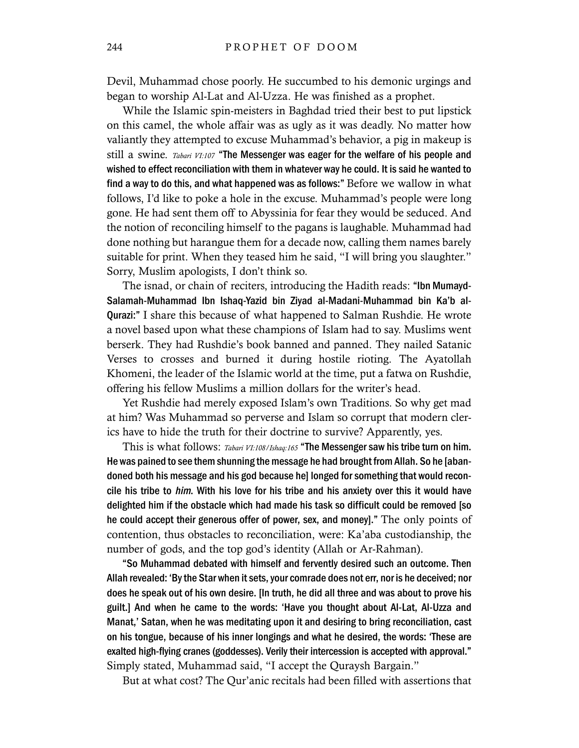Devil, Muhammad chose poorly. He succumbed to his demonic urgings and began to worship Al-Lat and Al-Uzza. He was finished as a prophet.

While the Islamic spin-meisters in Baghdad tried their best to put lipstick on this camel, the whole affair was as ugly as it was deadly. No matter how valiantly they attempted to excuse Muhammad's behavior, a pig in makeup is still a swine. *Tabari VI:107* **"The Messenger was eager for the welfare of his people and wished to effect reconciliation with them in whatever way he could. It is said he wanted to find a way to do this, and what happened was as follows:"** Before we wallow in what follows, I'd like to poke a hole in the excuse. Muhammad's people were long gone. He had sent them off to Abyssinia for fear they would be seduced. And the notion of reconciling himself to the pagans is laughable. Muhammad had done nothing but harangue them for a decade now, calling them names barely suitable for print. When they teased him he said, "I will bring you slaughter." Sorry, Muslim apologists, I don't think so.

The isnad, or chain of reciters, introducing the Hadith reads: **"Ibn Mumayd-Salamah-Muhammad Ibn Ishaq-Yazid bin Ziyad al-Madani-Muhammad bin Ka'b al-Qurazi:"** I share this because of what happened to Salman Rushdie. He wrote a novel based upon what these champions of Islam had to say. Muslims went berserk. They had Rushdie's book banned and panned. They nailed Satanic Verses to crosses and burned it during hostile rioting. The Ayatollah Khomeni, the leader of the Islamic world at the time, put a fatwa on Rushdie, offering his fellow Muslims a million dollars for the writer's head.

Yet Rushdie had merely exposed Islam's own Traditions. So why get mad at him? Was Muhammad so perverse and Islam so corrupt that modern clerics have to hide the truth for their doctrine to survive? Apparently, yes.

This is what follows: *Tabari VI:108/Ishaq:165* **"The Messenger saw his tribe turn on him. He was pained to see them shunning the message he had brought from Allah. So he [abandoned both his message and his god because he] longed for something that would reconcile his tribe to *him*. With his love for his tribe and his anxiety over this it would have delighted him if the obstacle which had made his task so difficult could be removed [so he could accept their generous offer of power, sex, and money]."** The only points of contention, thus obstacles to reconciliation, were: Ka'aba custodianship, the number of gods, and the top god's identity (Allah or Ar-Rahman).

**"So Muhammad debated with himself and fervently desired such an outcome. Then Allah revealed: 'By the Star when it sets, your comrade does not err, nor is he deceived; nor does he speak out of his own desire. [In truth, he did all three and was about to prove his guilt.] And when he came to the words: 'Have you thought about Al-Lat, Al-Uzza and Manat,' Satan, when he was meditating upon it and desiring to bring reconciliation, cast on his tongue, because of his inner longings and what he desired, the words: 'These are exalted high-flying cranes (goddesses). Verily their intercession is accepted with approval."** Simply stated, Muhammad said, "I accept the Quraysh Bargain."

But at what cost? The Qur'anic recitals had been filled with assertions that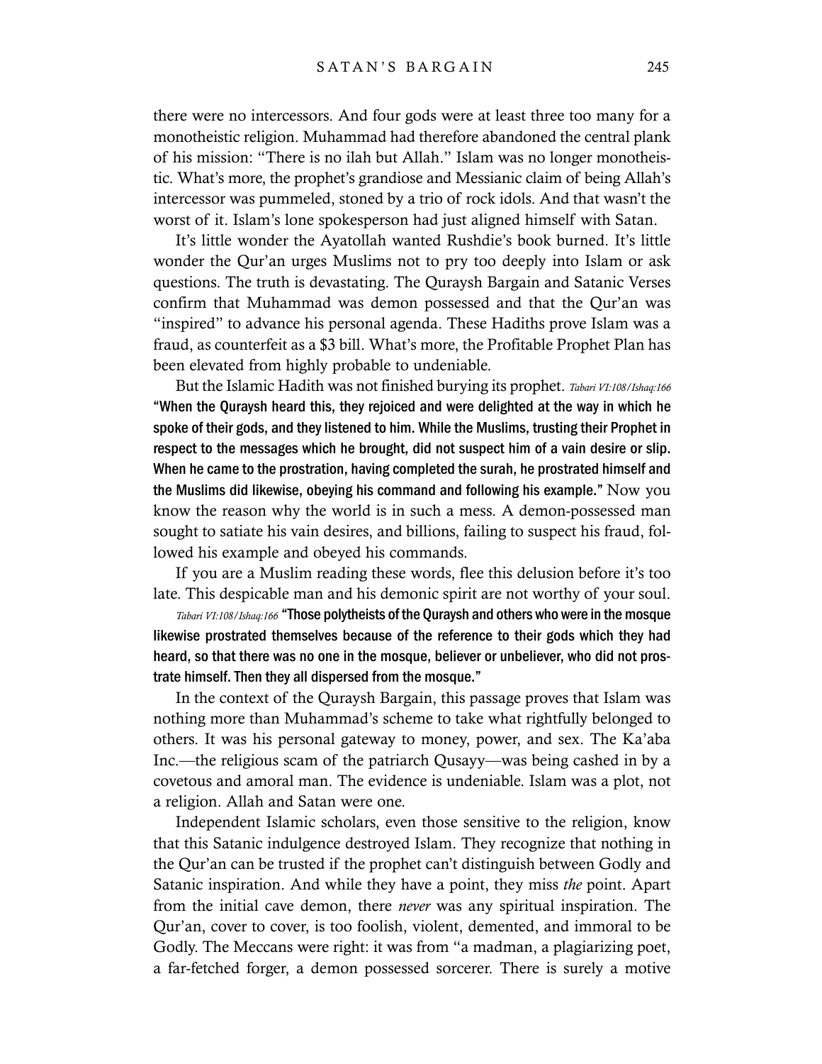there were no intercessors. And four gods were at least three too many for a monotheistic religion. Muhammad had therefore abandoned the central plank of his mission: "There is no ilah but Allah." Islam was no longer monotheistic. What's more, the prophet's grandiose and Messianic claim of being Allah's intercessor was pummeled, stoned by a trio of rock idols. And that wasn't the worst of it. Islam's lone spokesperson had just aligned himself with Satan.

It's little wonder the Ayatollah wanted Rushdie's book burned. It's little wonder the Qur'an urges Muslims not to pry too deeply into Islam or ask questions. The truth is devastating. The Quraysh Bargain and Satanic Verses confirm that Muhammad was demon possessed and that the Qur'an was "inspired" to advance his personal agenda. These Hadiths prove Islam was a fraud, as counterfeit as a $3 bill. What's more, the Profitable Prophet Plan has been elevated from highly probable to undeniable.

But the Islamic Hadith was not finished burying its prophet. *Tabari VI:108/Ishaq:166* **"When the Quraysh heard this, they rejoiced and were delighted at the way in which he spoke of their gods, and they listened to him. While the Muslims, trusting their Prophet in respect to the messages which he brought, did not suspect him of a vain desire or slip. When he came to the prostration, having completed the surah, he prostrated himself and the Muslims did likewise, obeying his command and following his example."** Now you know the reason why the world is in such a mess. A demon-possessed man sought to satiate his vain desires, and billions, failing to suspect his fraud, followed his example and obeyed his commands.

If you are a Muslim reading these words, flee this delusion before it's too late. This despicable man and his demonic spirit are not worthy of your soul.

*Tabari VI:108/Ishaq:166* **"Those polytheists of the Quraysh and others who were in the mosque likewise prostrated themselves because of the reference to their gods which they had heard, so that there was no one in the mosque, believer or unbeliever, who did not prostrate himself. Then they all dispersed from the mosque."**

In the context of the Quraysh Bargain, this passage proves that Islam was nothing more than Muhammad's scheme to take what rightfully belonged to others. It was his personal gateway to money, power, and sex. The Ka'aba Inc.—the religious scam of the patriarch Qusayy—was being cashed in by a covetous and amoral man. The evidence is undeniable. Islam was a plot, not a religion. Allah and Satan were one.

Independent Islamic scholars, even those sensitive to the religion, know that this Satanic indulgence destroyed Islam. They recognize that nothing in the Qur'an can be trusted if the prophet can't distinguish between Godly and Satanic inspiration. And while they have a point, they miss *the* point. Apart from the initial cave demon, there *never* was any spiritual inspiration. The Qur'an, cover to cover, is too foolish, violent, demented, and immoral to be Godly. The Meccans were right: it was from "a madman, a plagiarizing poet, a far-fetched forger, a demon possessed sorcerer. There is surely a motive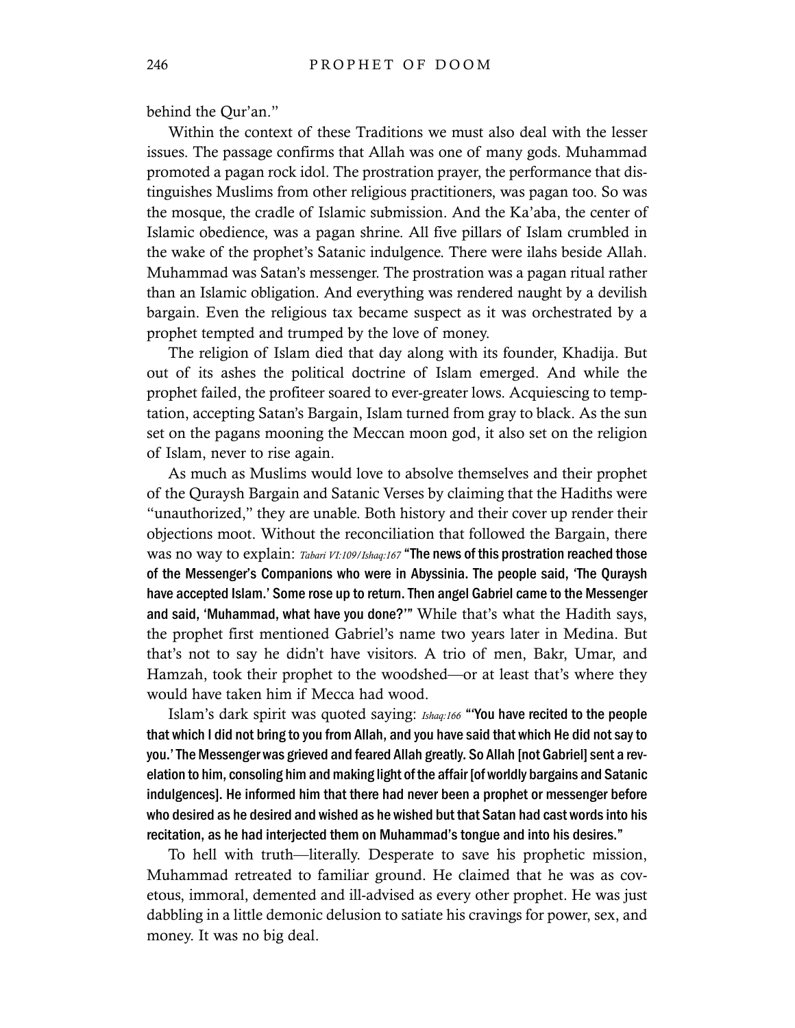behind the Qur'an."

Within the context of these Traditions we must also deal with the lesser issues. The passage confirms that Allah was one of many gods. Muhammad promoted a pagan rock idol. The prostration prayer, the performance that distinguishes Muslims from other religious practitioners, was pagan too. So was the mosque, the cradle of Islamic submission. And the Ka'aba, the center of Islamic obedience, was a pagan shrine. All five pillars of Islam crumbled in the wake of the prophet's Satanic indulgence. There were ilahs beside Allah. Muhammad was Satan's messenger. The prostration was a pagan ritual rather than an Islamic obligation. And everything was rendered naught by a devilish bargain. Even the religious tax became suspect as it was orchestrated by a prophet tempted and trumped by the love of money.

The religion of Islam died that day along with its founder, Khadija. But out of its ashes the political doctrine of Islam emerged. And while the prophet failed, the profiteer soared to ever-greater lows. Acquiescing to temptation, accepting Satan's Bargain, Islam turned from gray to black. As the sun set on the pagans mooning the Meccan moon god, it also set on the religion of Islam, never to rise again.

As much as Muslims would love to absolve themselves and their prophet of the Quraysh Bargain and Satanic Verses by claiming that the Hadiths were "unauthorized," they are unable. Both history and their cover up render their objections moot. Without the reconciliation that followed the Bargain, there was no way to explain: *Tabari VI:109/Ishaq:167* **"The news of this prostration reached those of the Messenger's Companions who were in Abyssinia. The people said, 'The Quraysh have accepted Islam.' Some rose up to return. Then angel Gabriel came to the Messenger and said, 'Muhammad, what have you done?'"** While that's what the Hadith says, the prophet first mentioned Gabriel's name two years later in Medina. But that's not to say he didn't have visitors. A trio of men, Bakr, Umar, and Hamzah, took their prophet to the woodshed—or at least that's where they would have taken him if Mecca had wood.

Islam's dark spirit was quoted saying: *Ishaq:166* **"'You have recited to the people that which I did not bring to you from Allah, and you have said that which He did not say to you.' The Messenger was grieved and feared Allah greatly. So Allah [not Gabriel] sent a revelation to him, consoling him and making light of the affair [of worldly bargains and Satanic indulgences]. He informed him that there had never been a prophet or messenger before who desired as he desired and wished as he wished but that Satan had cast words into his recitation, as he had interjected them on Muhammad's tongue and into his desires."**

To hell with truth—literally. Desperate to save his prophetic mission, Muhammad retreated to familiar ground. He claimed that he was as covetous, immoral, demented and ill-advised as every other prophet. He was just dabbling in a little demonic delusion to satiate his cravings for power, sex, and money. It was no big deal.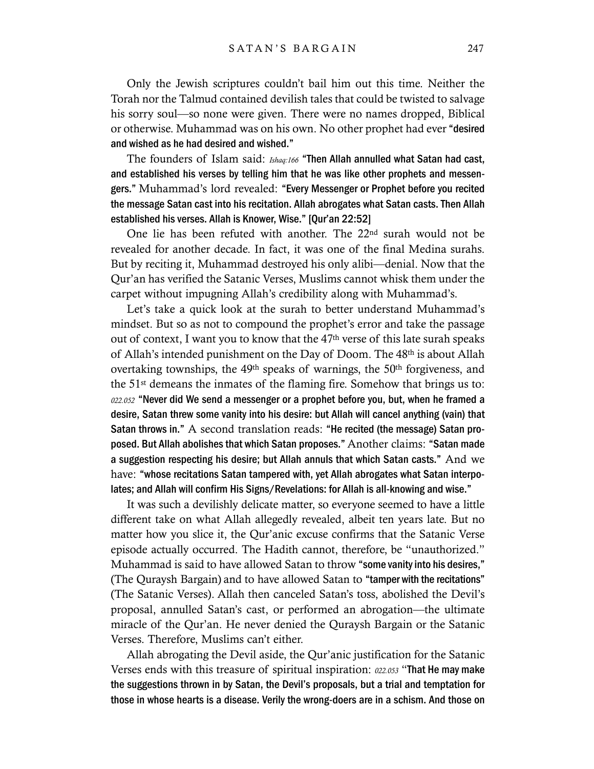Only the Jewish scriptures couldn't bail him out this time. Neither the Torah nor the Talmud contained devilish tales that could be twisted to salvage his sorry soul—so none were given. There were no names dropped, Biblical or otherwise. Muhammad was on his own. No other prophet had ever **"desired and wished as he had desired and wished."**

The founders of Islam said: *Ishaq:166* **"Then Allah annulled what Satan had cast, and established his verses by telling him that he was like other prophets and messengers."** Muhammad's lord revealed: **"Every Messenger or Prophet before you recited the message Satan cast into his recitation. Allah abrogates what Satan casts. Then Allah established his verses. Allah is Knower, Wise." [Qur'an 22:52]**

One lie has been refuted with another. The 22nd surah would not be revealed for another decade. In fact, it was one of the final Medina surahs. But by reciting it, Muhammad destroyed his only alibi—denial. Now that the Qur'an has verified the Satanic Verses, Muslims cannot whisk them under the carpet without impugning Allah's credibility along with Muhammad's.

Let's take a quick look at the surah to better understand Muhammad's mindset. But so as not to compound the prophet's error and take the passage out of context, I want you to know that the 47th verse of this late surah speaks of Allah's intended punishment on the Day of Doom. The 48th is about Allah overtaking townships, the 49th speaks of warnings, the 50th forgiveness, and the 51st demeans the inmates of the flaming fire. Somehow that brings us to: *022.052* **"Never did We send a messenger or a prophet before you, but, when he framed a desire, Satan threw some vanity into his desire: but Allah will cancel anything (vain) that Satan throws in."** A second translation reads: **"He recited (the message) Satan proposed. But Allah abolishes that which Satan proposes."** Another claims: **"Satan made a suggestion respecting his desire; but Allah annuls that which Satan casts."** And we have: **"whose recitations Satan tampered with, yet Allah abrogates what Satan interpolates; and Allah will confirm His Signs/Revelations: for Allah is all-knowing and wise."**

It was such a devilishly delicate matter, so everyone seemed to have a little different take on what Allah allegedly revealed, albeit ten years late. But no matter how you slice it, the Qur'anic excuse confirms that the Satanic Verse episode actually occurred. The Hadith cannot, therefore, be "unauthorized." Muhammad is said to have allowed Satan to throw **"some vanity into his desires,"** (The Quraysh Bargain) and to have allowed Satan to **"tamper with the recitations"** (The Satanic Verses). Allah then canceled Satan's toss, abolished the Devil's proposal, annulled Satan's cast, or performed an abrogation—the ultimate miracle of the Qur'an. He never denied the Quraysh Bargain or the Satanic Verses. Therefore, Muslims can't either.

Allah abrogating the Devil aside, the Qur'anic justification for the Satanic Verses ends with this treasure of spiritual inspiration: *022.053* **"That He may make the suggestions thrown in by Satan, the Devil's proposals, but a trial and temptation for those in whose hearts is a disease. Verily the wrong-doers are in a schism. And those on**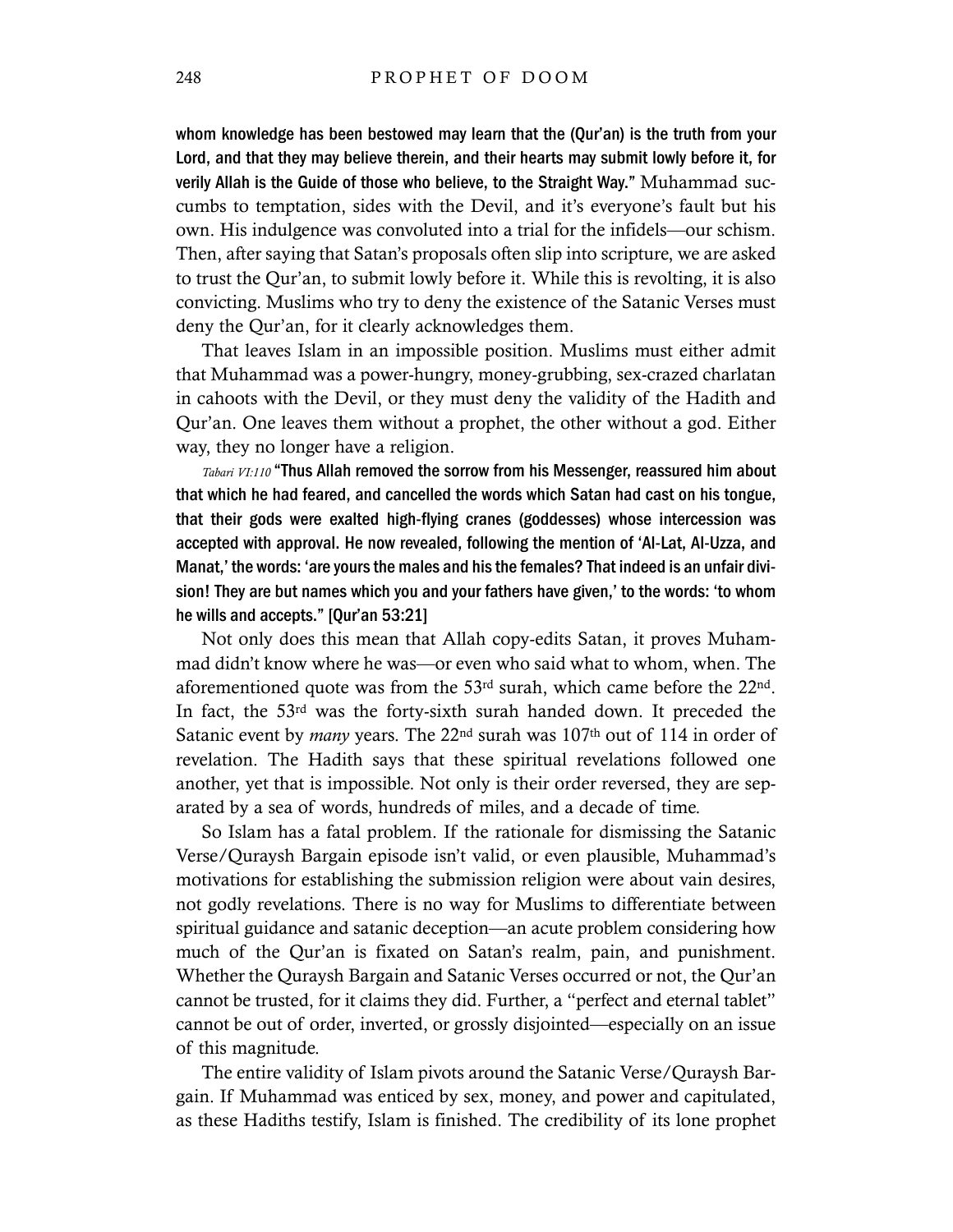**whom knowledge has been bestowed may learn that the (Qur'an) is the truth from your Lord, and that they may believe therein, and their hearts may submit lowly before it, for verily Allah is the Guide of those who believe, to the Straight Way."** Muhammad succumbs to temptation, sides with the Devil, and it's everyone's fault but his own. His indulgence was convoluted into a trial for the infidels—our schism. Then, after saying that Satan's proposals often slip into scripture, we are asked to trust the Qur'an, to submit lowly before it. While this is revolting, it is also convicting. Muslims who try to deny the existence of the Satanic Verses must deny the Qur'an, for it clearly acknowledges them.

That leaves Islam in an impossible position. Muslims must either admit that Muhammad was a power-hungry, money-grubbing, sex-crazed charlatan in cahoots with the Devil, or they must deny the validity of the Hadith and Qur'an. One leaves them without a prophet, the other without a god. Either way, they no longer have a religion.

*Tabari VI:110* **"Thus Allah removed the sorrow from his Messenger, reassured him about that which he had feared, and cancelled the words which Satan had cast on his tongue, that their gods were exalted high-flying cranes (goddesses) whose intercession was accepted with approval. He now revealed, following the mention of 'Al-Lat, Al-Uzza, and Manat,' the words: 'are yours the males and his the females? That indeed is an unfair division! They are but names which you and your fathers have given,' to the words: 'to whom he wills and accepts." [Qur'an 53:21]**

Not only does this mean that Allah copy-edits Satan, it proves Muhammad didn't know where he was—or even who said what to whom, when. The aforementioned quote was from the 53rd surah, which came before the 22nd. In fact, the 53rd was the forty-sixth surah handed down. It preceded the Satanic event by *many* years. The 22nd surah was 107th out of 114 in order of revelation. The Hadith says that these spiritual revelations followed one another, yet that is impossible. Not only is their order reversed, they are separated by a sea of words, hundreds of miles, and a decade of time.

So Islam has a fatal problem. If the rationale for dismissing the Satanic Verse/Quraysh Bargain episode isn't valid, or even plausible, Muhammad's motivations for establishing the submission religion were about vain desires, not godly revelations. There is no way for Muslims to differentiate between spiritual guidance and satanic deception—an acute problem considering how much of the Qur'an is fixated on Satan's realm, pain, and punishment. Whether the Quraysh Bargain and Satanic Verses occurred or not, the Qur'an cannot be trusted, for it claims they did. Further, a "perfect and eternal tablet" cannot be out of order, inverted, or grossly disjointed—especially on an issue of this magnitude.

The entire validity of Islam pivots around the Satanic Verse/Quraysh Bargain. If Muhammad was enticed by sex, money, and power and capitulated, as these Hadiths testify, Islam is finished. The credibility of its lone prophet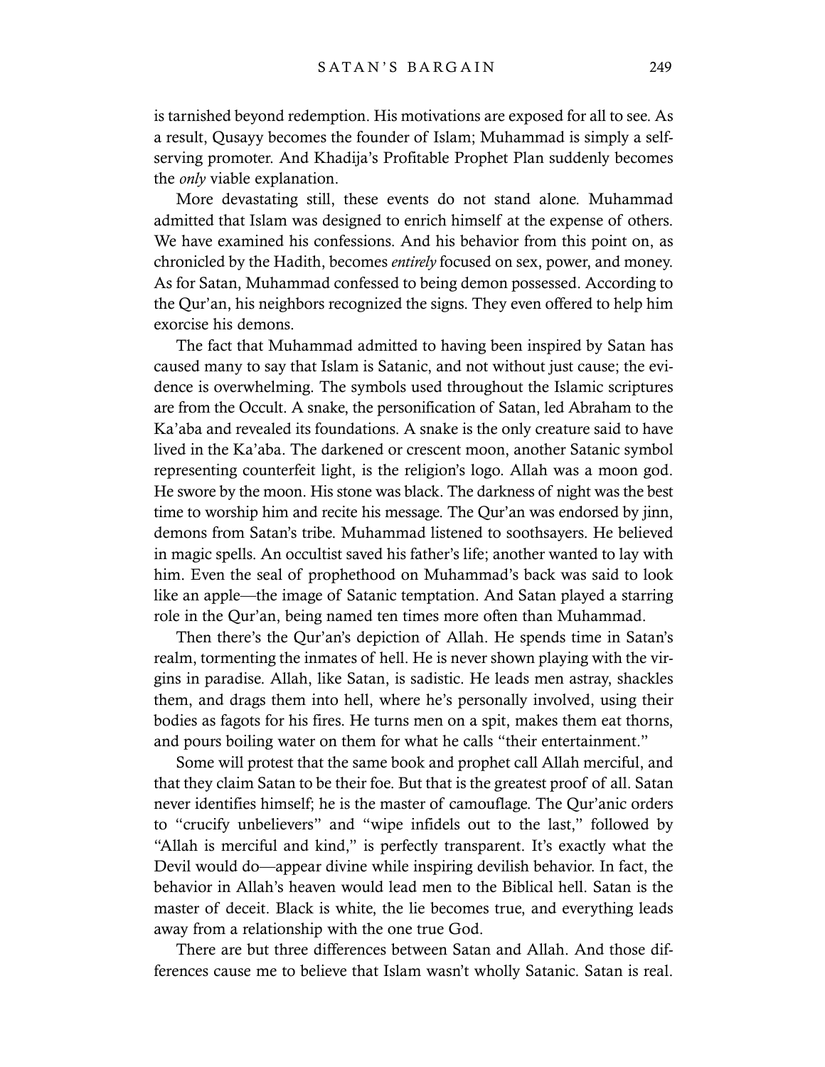is tarnished beyond redemption. His motivations are exposed for all to see. As a result, Qusayy becomes the founder of Islam; Muhammad is simply a self-serving promoter. And Khadija's Profitable Prophet Plan suddenly becomes the *only* viable explanation.

More devastating still, these events do not stand alone. Muhammad admitted that Islam was designed to enrich himself at the expense of others. We have examined his confessions. And his behavior from this point on, as chronicled by the Hadith, becomes *entirely* focused on sex, power, and money. As for Satan, Muhammad confessed to being demon possessed. According to the Qur'an, his neighbors recognized the signs. They even offered to help him exorcise his demons.

The fact that Muhammad admitted to having been inspired by Satan has caused many to say that Islam is Satanic, and not without just cause; the evidence is overwhelming. The symbols used throughout the Islamic scriptures are from the Occult. A snake, the personification of Satan, led Abraham to the Ka'aba and revealed its foundations. A snake is the only creature said to have lived in the Ka'aba. The darkened or crescent moon, another Satanic symbol representing counterfeit light, is the religion's logo. Allah was a moon god. He swore by the moon. His stone was black. The darkness of night was the best time to worship him and recite his message. The Qur'an was endorsed by jinn, demons from Satan's tribe. Muhammad listened to soothsayers. He believed in magic spells. An occultist saved his father's life; another wanted to lay with him. Even the seal of prophethood on Muhammad's back was said to look like an apple—the image of Satanic temptation. And Satan played a starring role in the Qur'an, being named ten times more often than Muhammad.

Then there's the Qur'an's depiction of Allah. He spends time in Satan's realm, tormenting the inmates of hell. He is never shown playing with the virgins in paradise. Allah, like Satan, is sadistic. He leads men astray, shackles them, and drags them into hell, where he's personally involved, using their bodies as fagots for his fires. He turns men on a spit, makes them eat thorns, and pours boiling water on them for what he calls "their entertainment."

Some will protest that the same book and prophet call Allah merciful, and that they claim Satan to be their foe. But that is the greatest proof of all. Satan never identifies himself; he is the master of camouflage. The Qur'anic orders to "crucify unbelievers" and "wipe infidels out to the last," followed by "Allah is merciful and kind," is perfectly transparent. It's exactly what the Devil would do—appear divine while inspiring devilish behavior. In fact, the behavior in Allah's heaven would lead men to the Biblical hell. Satan is the master of deceit. Black is white, the lie becomes true, and everything leads away from a relationship with the one true God.

There are but three differences between Satan and Allah. And those differences cause me to believe that Islam wasn't wholly Satanic. Satan is real.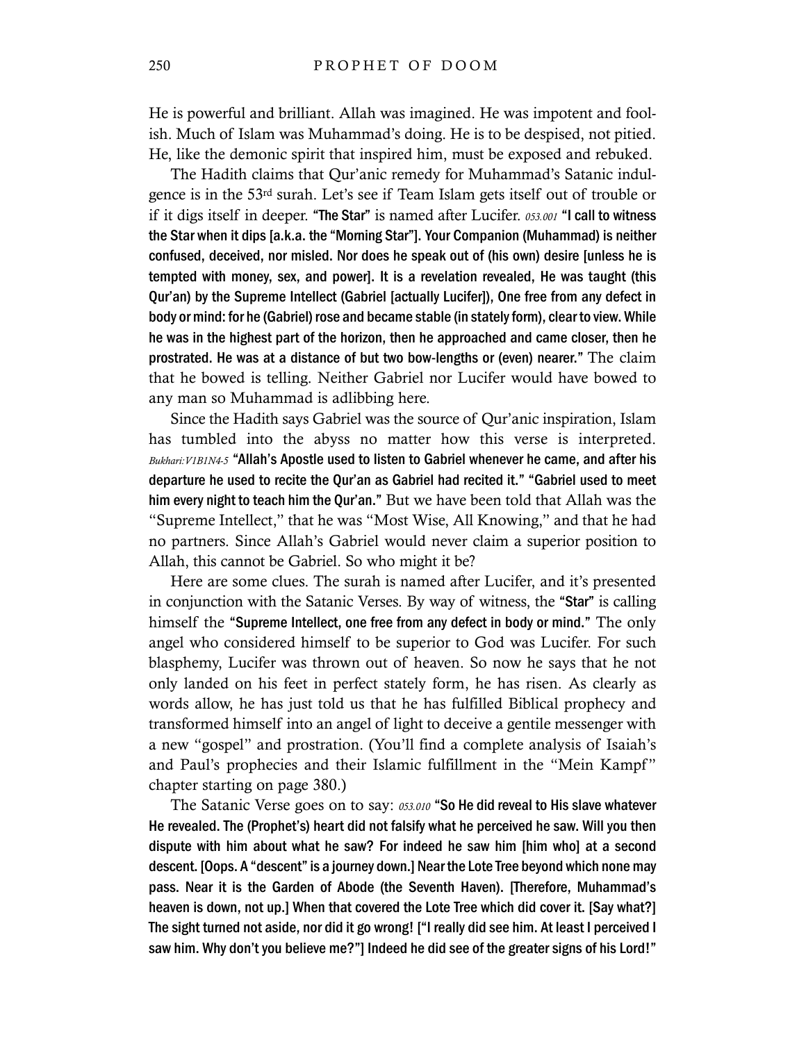He is powerful and brilliant. Allah was imagined. He was impotent and foolish. Much of Islam was Muhammad's doing. He is to be despised, not pitied. He, like the demonic spirit that inspired him, must be exposed and rebuked.

The Hadith claims that Qur'anic remedy for Muhammad's Satanic indulgence is in the 53rd surah. Let's see if Team Islam gets itself out of trouble or if it digs itself in deeper. **"The Star"** is named after Lucifer. *053.001* **"I call to witness the Star when it dips [a.k.a. the "Morning Star"]. Your Companion (Muhammad) is neither confused, deceived, nor misled. Nor does he speak out of (his own) desire [unless he is tempted with money, sex, and power]. It is a revelation revealed, He was taught (this Qur'an) by the Supreme Intellect (Gabriel [actually Lucifer]), One free from any defect in body or mind: for he (Gabriel) rose and became stable (in stately form), clear to view. While he was in the highest part of the horizon, then he approached and came closer, then he prostrated. He was at a distance of but two bow-lengths or (even) nearer."** The claim that he bowed is telling. Neither Gabriel nor Lucifer would have bowed to any man so Muhammad is adlibbing here.

Since the Hadith says Gabriel was the source of Qur'anic inspiration, Islam has tumbled into the abyss no matter how this verse is interpreted. *Bukhari:V1B1N4-5* **"Allah's Apostle used to listen to Gabriel whenever he came, and after his departure he used to recite the Qur'an as Gabriel had recited it." "Gabriel used to meet him every night to teach him the Qur'an."** But we have been told that Allah was the "Supreme Intellect," that he was "Most Wise, All Knowing," and that he had no partners. Since Allah's Gabriel would never claim a superior position to Allah, this cannot be Gabriel. So who might it be?

Here are some clues. The surah is named after Lucifer, and it's presented in conjunction with the Satanic Verses. By way of witness, the **"Star"** is calling himself the **"Supreme Intellect, one free from any defect in body or mind."** The only angel who considered himself to be superior to God was Lucifer. For such blasphemy, Lucifer was thrown out of heaven. So now he says that he not only landed on his feet in perfect stately form, he has risen. As clearly as words allow, he has just told us that he has fulfilled Biblical prophecy and transformed himself into an angel of light to deceive a gentile messenger with a new "gospel" and prostration. (You'll find a complete analysis of Isaiah's and Paul's prophecies and their Islamic fulfillment in the "Mein Kampf" chapter starting on page 380.)

The Satanic Verse goes on to say: *053.010* **"So He did reveal to His slave whatever He revealed. The (Prophet's) heart did not falsify what he perceived he saw. Will you then dispute with him about what he saw? For indeed he saw him [him who] at a second descent. [Oops. A "descent" is a journey down.] Near the Lote Tree beyond which none may pass. Near it is the Garden of Abode (the Seventh Haven). [Therefore, Muhammad's heaven is down, not up.] When that covered the Lote Tree which did cover it. [Say what?] The sight turned not aside, nor did it go wrong! ["I really did see him. At least I perceived I saw him. Why don't you believe me?"] Indeed he did see of the greater signs of his Lord!"**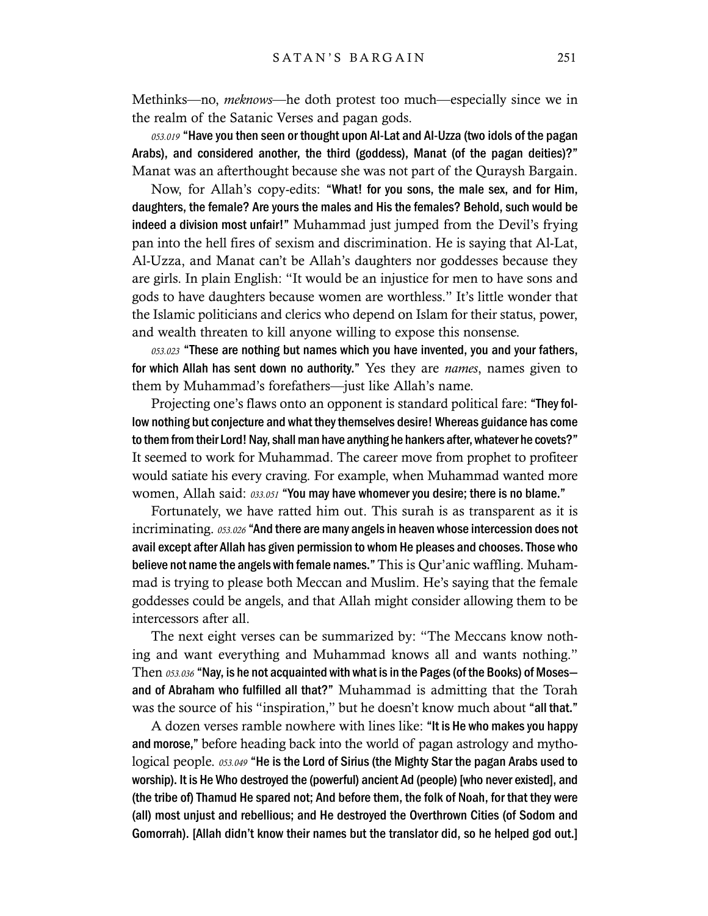Methinks—no, *meknows*—he doth protest too much—especially since we in the realm of the Satanic Verses and pagan gods.

*053.019* **"Have you then seen or thought upon Al-Lat and Al-Uzza (two idols of the pagan Arabs), and considered another, the third (goddess), Manat (of the pagan deities)?"** Manat was an afterthought because she was not part of the Quraysh Bargain.

Now, for Allah's copy-edits: **"What! for you sons, the male sex, and for Him, daughters, the female? Are yours the males and His the females? Behold, such would be indeed a division most unfair!"** Muhammad just jumped from the Devil's frying pan into the hell fires of sexism and discrimination. He is saying that Al-Lat, Al-Uzza, and Manat can't be Allah's daughters nor goddesses because they are girls. In plain English: "It would be an injustice for men to have sons and gods to have daughters because women are worthless." It's little wonder that the Islamic politicians and clerics who depend on Islam for their status, power, and wealth threaten to kill anyone willing to expose this nonsense.

*053.023* **"These are nothing but names which you have invented, you and your fathers, for which Allah has sent down no authority."** Yes they are *names*, names given to them by Muhammad's forefathers—just like Allah's name.

Projecting one's flaws onto an opponent is standard political fare: **"They follow nothing but conjecture and what they themselves desire! Whereas guidance has come to them from their Lord! Nay, shall man have anything he hankers after, whatever he covets?"** It seemed to work for Muhammad. The career move from prophet to profiteer would satiate his every craving. For example, when Muhammad wanted more women, Allah said: *033.051* **"You may have whomever you desire; there is no blame."**

Fortunately, we have ratted him out. This surah is as transparent as it is incriminating. *053.026* **"And there are many angels in heaven whose intercession does not avail except after Allah has given permission to whom He pleases and chooses. Those who believe not name the angels with female names."** This is Qur'anic waffling. Muhammad is trying to please both Meccan and Muslim. He's saying that the female goddesses could be angels, and that Allah might consider allowing them to be intercessors after all.

The next eight verses can be summarized by: "The Meccans know nothing and want everything and Muhammad knows all and wants nothing." Then *053.036* **"Nay, is he not acquainted with what is in the Pages (of the Books) of Moses—and of Abraham who fulfilled all that?"** Muhammad is admitting that the Torah was the source of his "inspiration," but he doesn't know much about **"all that."**

A dozen verses ramble nowhere with lines like: **"It is He who makes you happy and morose,"** before heading back into the world of pagan astrology and mythological people. *053.049* **"He is the Lord of Sirius (the Mighty Star the pagan Arabs used to worship). It is He Who destroyed the (powerful) ancient Ad (people) [who never existed], and (the tribe of) Thamud He spared not; And before them, the folk of Noah, for that they were (all) most unjust and rebellious; and He destroyed the Overthrown Cities (of Sodom and Gomorrah). [Allah didn't know their names but the translator did, so he helped god out.]**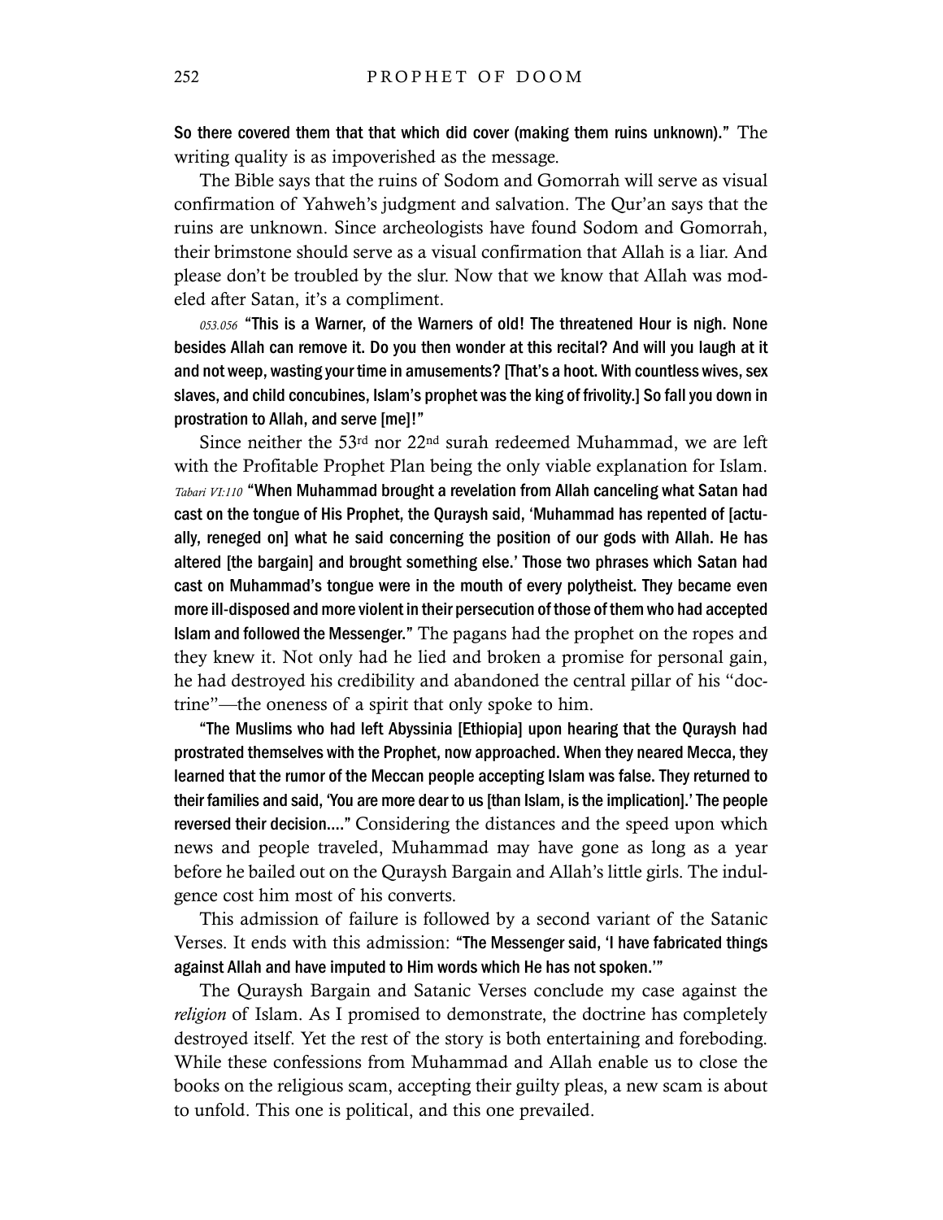**So there covered them that that which did cover (making them ruins unknown).”** The writing quality is as impoverished as the message.

The Bible says that the ruins of Sodom and Gomorrah will serve as visual confirmation of Yahweh’s judgment and salvation. The Qur’an says that the ruins are unknown. Since archeologists have found Sodom and Gomorrah, their brimstone should serve as a visual confirmation that Allah is a liar. And please don’t be troubled by the slur. Now that we know that Allah was modeled after Satan, it’s a compliment.

*053.056* **“This is a Warner, of the Warners of old! The threatened Hour is nigh. None besides Allah can remove it. Do you then wonder at this recital? And will you laugh at it and not weep, wasting your time in amusements? [That’s a hoot. With countless wives, sex slaves, and child concubines, Islam’s prophet was the king of frivolity.] So fall you down in prostration to Allah, and serve [me]!”**

Since neither the 53rd nor 22nd surah redeemed Muhammad, we are left with the Profitable Prophet Plan being the only viable explanation for Islam. *Tabari VI:110* **“When Muhammad brought a revelation from Allah canceling what Satan had cast on the tongue of His Prophet, the Quraysh said, ‘Muhammad has repented of [actually, reneged on] what he said concerning the position of our gods with Allah. He has altered [the bargain] and brought something else.’ Those two phrases which Satan had cast on Muhammad’s tongue were in the mouth of every polytheist. They became even more ill-disposed and more violent in their persecution of those of them who had accepted Islam and followed the Messenger.”** The pagans had the prophet on the ropes and they knew it. Not only had he lied and broken a promise for personal gain, he had destroyed his credibility and abandoned the central pillar of his “doctrine”—the oneness of a spirit that only spoke to him.

**“The Muslims who had left Abyssinia [Ethiopia] upon hearing that the Quraysh had prostrated themselves with the Prophet, now approached. When they neared Mecca, they learned that the rumor of the Meccan people accepting Islam was false. They returned to their families and said, ‘You are more dear to us [than Islam, is the implication].’ The people reversed their decision….”** Considering the distances and the speed upon which news and people traveled, Muhammad may have gone as long as a year before he bailed out on the Quraysh Bargain and Allah’s little girls. The indulgence cost him most of his converts.

This admission of failure is followed by a second variant of the Satanic Verses. It ends with this admission: **“The Messenger said, ‘I have fabricated things against Allah and have imputed to Him words which He has not spoken.’”**

The Quraysh Bargain and Satanic Verses conclude my case against the *religion* of Islam. As I promised to demonstrate, the doctrine has completely destroyed itself. Yet the rest of the story is both entertaining and foreboding. While these confessions from Muhammad and Allah enable us to close the books on the religious scam, accepting their guilty pleas, a new scam is about to unfold. This one is political, and this one prevailed.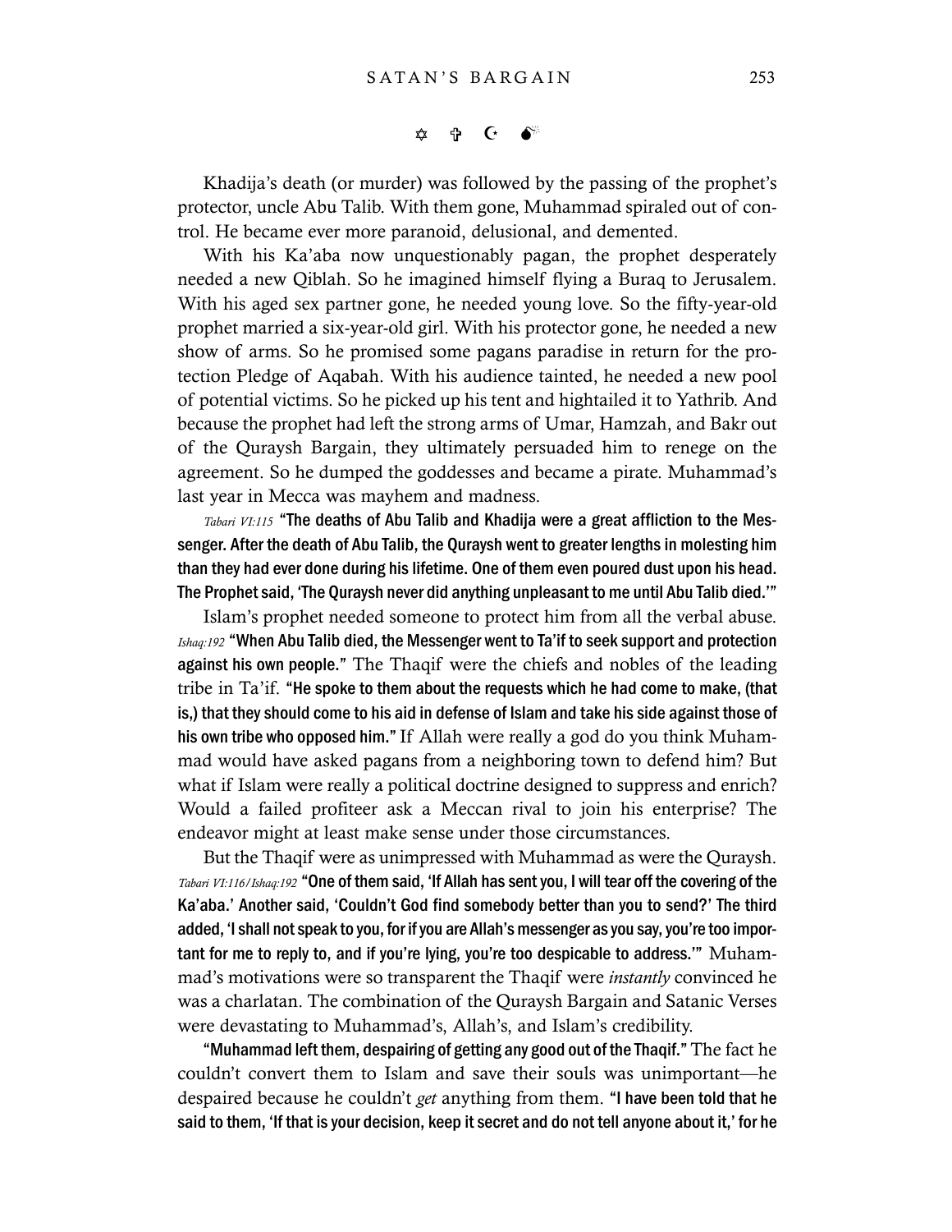✡ ✞ ☪ 💣

Khadija's death (or murder) was followed by the passing of the prophet's protector, uncle Abu Talib. With them gone, Muhammad spiraled out of control. He became ever more paranoid, delusional, and demented.

With his Ka'aba now unquestionably pagan, the prophet desperately needed a new Qiblah. So he imagined himself flying a Buraq to Jerusalem. With his aged sex partner gone, he needed young love. So the fifty-year-old prophet married a six-year-old girl. With his protector gone, he needed a new show of arms. So he promised some pagans paradise in return for the protection Pledge of Aqabah. With his audience tainted, he needed a new pool of potential victims. So he picked up his tent and hightailed it to Yathrib. And because the prophet had left the strong arms of Umar, Hamzah, and Bakr out of the Quraysh Bargain, they ultimately persuaded him to renege on the agreement. So he dumped the goddesses and became a pirate. Muhammad's last year in Mecca was mayhem and madness.

*Tabari VI:115* **"The deaths of Abu Talib and Khadija were a great affliction to the Messenger. After the death of Abu Talib, the Quraysh went to greater lengths in molesting him than they had ever done during his lifetime. One of them even poured dust upon his head. The Prophet said, 'The Quraysh never did anything unpleasant to me until Abu Talib died.'"**

Islam's prophet needed someone to protect him from all the verbal abuse. *Ishaq:192* **"When Abu Talib died, the Messenger went to Ta'if to seek support and protection against his own people."** The Thaqif were the chiefs and nobles of the leading tribe in Ta'if. **"He spoke to them about the requests which he had come to make, (that is,) that they should come to his aid in defense of Islam and take his side against those of his own tribe who opposed him."** If Allah were really a god do you think Muhammad would have asked pagans from a neighboring town to defend him? But what if Islam were really a political doctrine designed to suppress and enrich? Would a failed profiteer ask a Meccan rival to join his enterprise? The endeavor might at least make sense under those circumstances.

But the Thaqif were as unimpressed with Muhammad as were the Quraysh. *Tabari VI:116/Ishaq:192* **"One of them said, 'If Allah has sent you, I will tear off the covering of the Ka'aba.' Another said, 'Couldn't God find somebody better than you to send?' The third added, 'I shall not speak to you, for if you are Allah's messenger as you say, you're too important for me to reply to, and if you're lying, you're too despicable to address.'"** Muhammad's motivations were so transparent the Thaqif were *instantly* convinced he was a charlatan. The combination of the Quraysh Bargain and Satanic Verses were devastating to Muhammad's, Allah's, and Islam's credibility.

**"Muhammad left them, despairing of getting any good out of the Thaqif."** The fact he couldn't convert them to Islam and save their souls was unimportant—he despaired because he couldn't *get* anything from them. **"I have been told that he said to them, 'If that is your decision, keep it secret and do not tell anyone about it,' for he**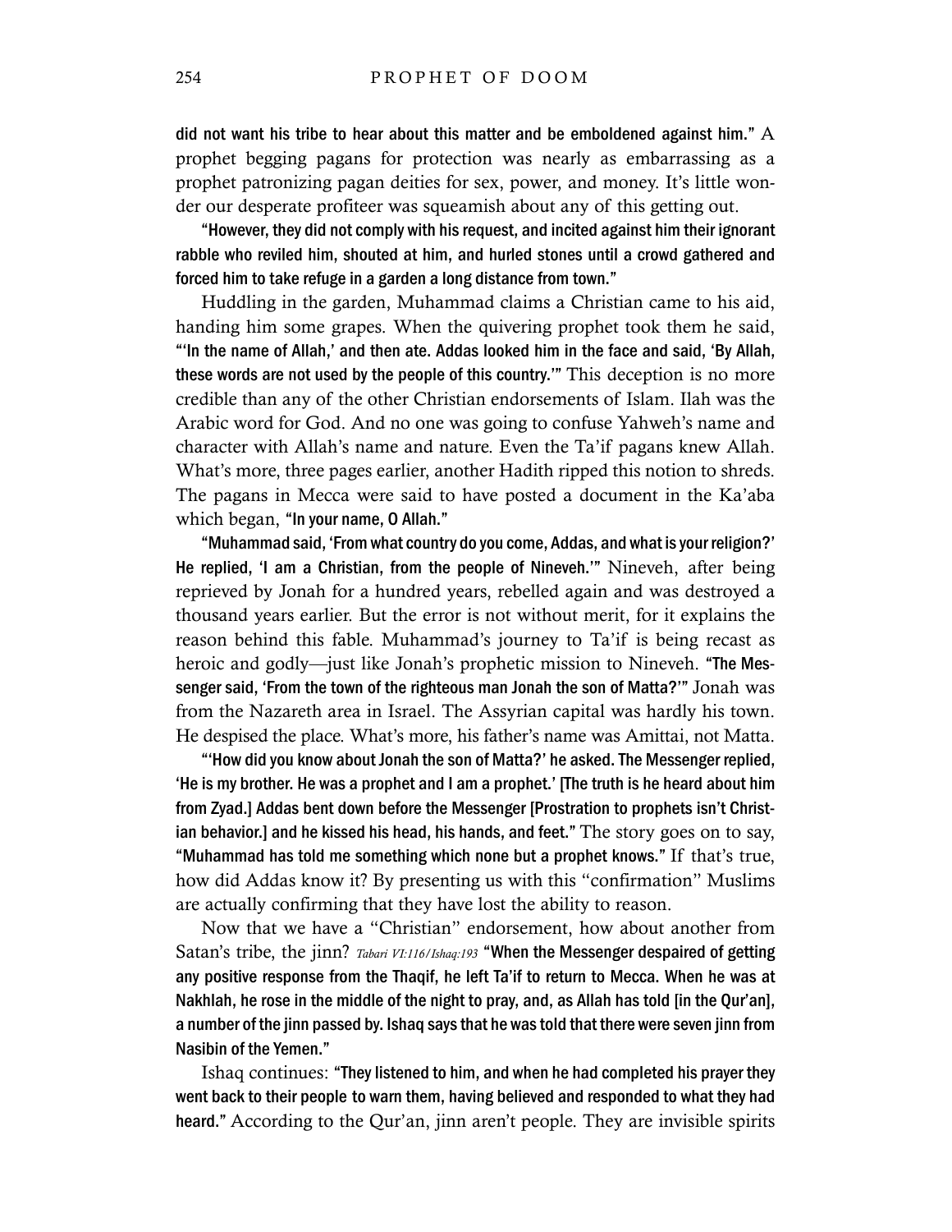did not want his tribe to hear about this matter and be emboldened against him." A prophet begging pagans for protection was nearly as embarrassing as a prophet patronizing pagan deities for sex, power, and money. It's little wonder our desperate profiteer was squeamish about any of this getting out.

"However, they did not comply with his request, and incited against him their ignorant rabble who reviled him, shouted at him, and hurled stones until a crowd gathered and forced him to take refuge in a garden a long distance from town."

Huddling in the garden, Muhammad claims a Christian came to his aid, handing him some grapes. When the quivering prophet took them he said, "'In the name of Allah,' and then ate. Addas looked him in the face and said, 'By Allah, these words are not used by the people of this country.'" This deception is no more credible than any of the other Christian endorsements of Islam. Ilah was the Arabic word for God. And no one was going to confuse Yahweh's name and character with Allah's name and nature. Even the Ta'if pagans knew Allah. What's more, three pages earlier, another Hadith ripped this notion to shreds. The pagans in Mecca were said to have posted a document in the Ka'aba which began, "In your name, O Allah."

"Muhammad said, 'From what country do you come, Addas, and what is your religion?' He replied, 'I am a Christian, from the people of Nineveh.'" Nineveh, after being reprieved by Jonah for a hundred years, rebelled again and was destroyed a thousand years earlier. But the error is not without merit, for it explains the reason behind this fable. Muhammad's journey to Ta'if is being recast as heroic and godly—just like Jonah's prophetic mission to Nineveh. "The Messenger said, 'From the town of the righteous man Jonah the son of Matta?'" Jonah was from the Nazareth area in Israel. The Assyrian capital was hardly his town. He despised the place. What's more, his father's name was Amittai, not Matta.

"'How did you know about Jonah the son of Matta?' he asked. The Messenger replied, 'He is my brother. He was a prophet and I am a prophet.' [The truth is he heard about him from Zyad.] Addas bent down before the Messenger [Prostration to prophets isn't Christian behavior.] and he kissed his head, his hands, and feet." The story goes on to say, "Muhammad has told me something which none but a prophet knows." If that's true, how did Addas know it? By presenting us with this "confirmation" Muslims are actually confirming that they have lost the ability to reason.

Now that we have a "Christian" endorsement, how about another from Satan's tribe, the jinn? *Tabari VI:116/Ishaq:193* "When the Messenger despaired of getting any positive response from the Thaqif, he left Ta'if to return to Mecca. When he was at Nakhlah, he rose in the middle of the night to pray, and, as Allah has told [in the Qur'an], a number of the jinn passed by. Ishaq says that he was told that there were seven jinn from Nasibin of the Yemen."

Ishaq continues: "They listened to him, and when he had completed his prayer they went back to their people to warn them, having believed and responded to what they had heard." According to the Qur'an, jinn aren't people. They are invisible spirits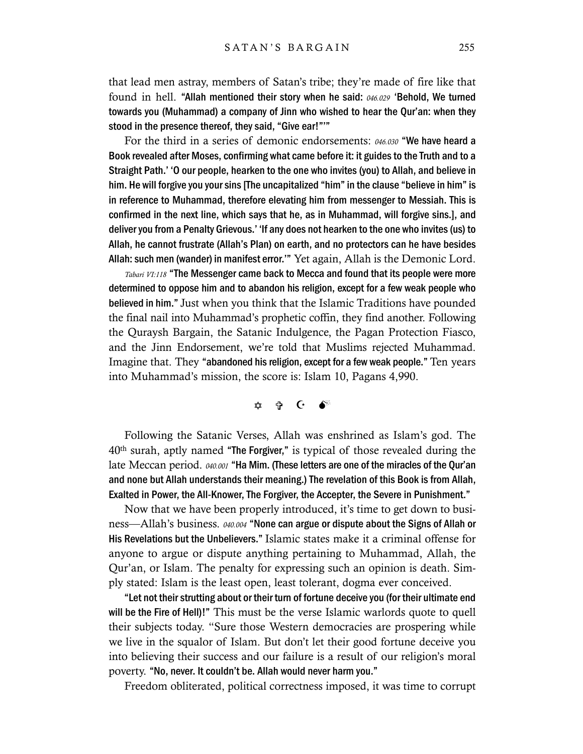that lead men astray, members of Satan's tribe; they're made of fire like that found in hell. **"Allah mentioned their story when he said:** *046.029* **'Behold, We turned towards you (Muhammad) a company of Jinn who wished to hear the Qur'an: when they stood in the presence thereof, they said, "Give ear!"'"**

For the third in a series of demonic endorsements: *046.030* **"We have heard a Book revealed after Moses, confirming what came before it: it guides to the Truth and to a Straight Path.' 'O our people, hearken to the one who invites (you) to Allah, and believe in him. He will forgive you your sins [The uncapitalized "him" in the clause "believe in him" is in reference to Muhammad, therefore elevating him from messenger to Messiah. This is confirmed in the next line, which says that he, as in Muhammad, will forgive sins.], and deliver you from a Penalty Grievous.' 'If any does not hearken to the one who invites (us) to Allah, he cannot frustrate (Allah's Plan) on earth, and no protectors can he have besides Allah: such men (wander) in manifest error.'"** Yet again, Allah is the Demonic Lord.

*Tabari VI:118* **"The Messenger came back to Mecca and found that its people were more determined to oppose him and to abandon his religion, except for a few weak people who believed in him."** Just when you think that the Islamic Traditions have pounded the final nail into Muhammad's prophetic coffin, they find another. Following the Quraysh Bargain, the Satanic Indulgence, the Pagan Protection Fiasco, and the Jinn Endorsement, we're told that Muslims rejected Muhammad. Imagine that. They **"abandoned his religion, except for a few weak people."** Ten years into Muhammad's mission, the score is: Islam 10, Pagans 4,990.

✡ ✞ ☪ 💣

Following the Satanic Verses, Allah was enshrined as Islam's god. The 40th surah, aptly named **"The Forgiver,"** is typical of those revealed during the late Meccan period. *040.001* **"Ha Mim. (These letters are one of the miracles of the Qur'an and none but Allah understands their meaning.) The revelation of this Book is from Allah, Exalted in Power, the All-Knower, The Forgiver, the Accepter, the Severe in Punishment."**

Now that we have been properly introduced, it's time to get down to business—Allah's business. *040.004* **"None can argue or dispute about the Signs of Allah or His Revelations but the Unbelievers."** Islamic states make it a criminal offense for anyone to argue or dispute anything pertaining to Muhammad, Allah, the Qur'an, or Islam. The penalty for expressing such an opinion is death. Simply stated: Islam is the least open, least tolerant, dogma ever conceived.

**"Let not their strutting about or their turn of fortune deceive you (for their ultimate end will be the Fire of Hell)!"** This must be the verse Islamic warlords quote to quell their subjects today. "Sure those Western democracies are prospering while we live in the squalor of Islam. But don't let their good fortune deceive you into believing their success and our failure is a result of our religion's moral poverty. **"No, never. It couldn't be. Allah would never harm you."**

Freedom obliterated, political correctness imposed, it was time to corrupt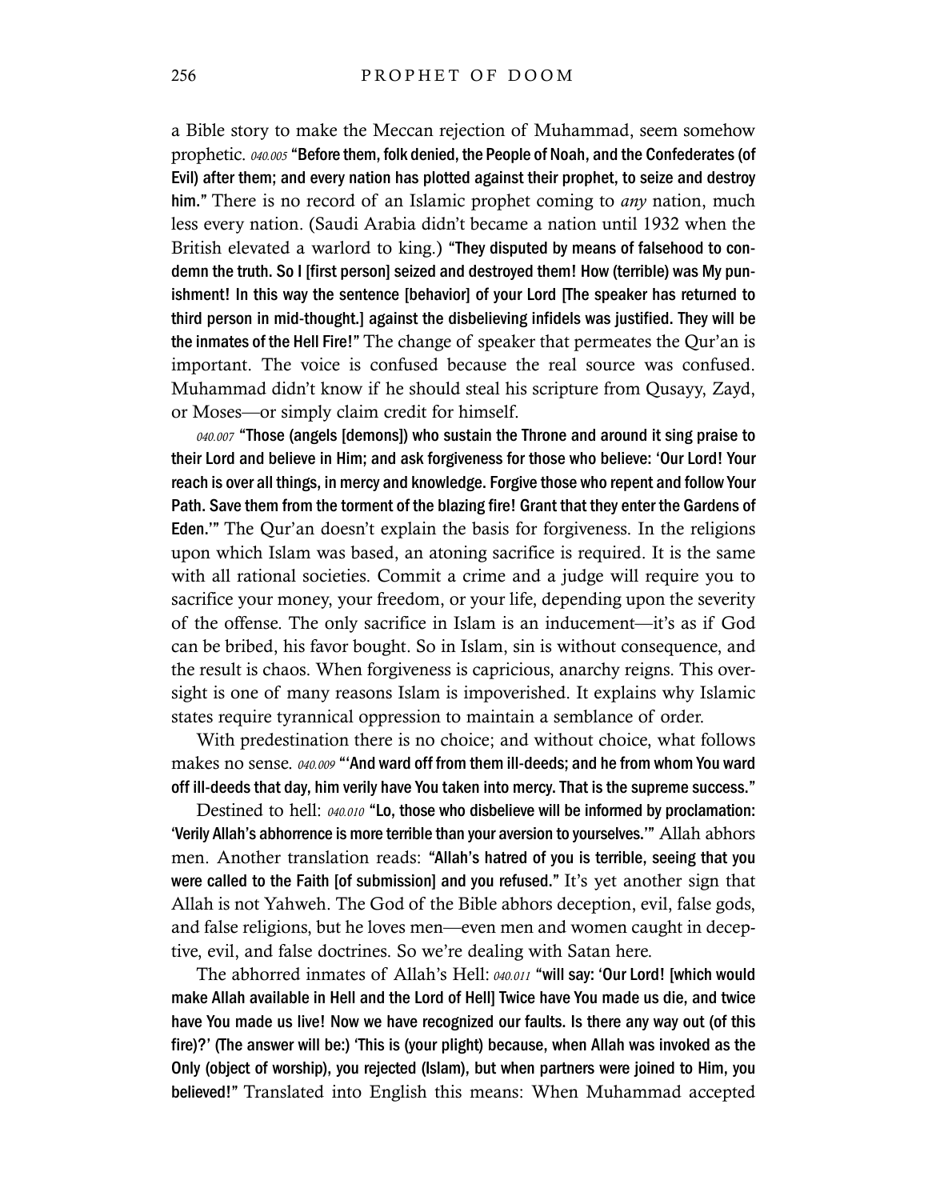a Bible story to make the Meccan rejection of Muhammad, seem somehow prophetic. *040.005* **"Before them, folk denied, the People of Noah, and the Confederates (of Evil) after them; and every nation has plotted against their prophet, to seize and destroy him."** There is no record of an Islamic prophet coming to *any* nation, much less every nation. (Saudi Arabia didn't became a nation until 1932 when the British elevated a warlord to king.) **"They disputed by means of falsehood to condemn the truth. So I [first person] seized and destroyed them! How (terrible) was My punishment! In this way the sentence [behavior] of your Lord [The speaker has returned to third person in mid-thought.] against the disbelieving infidels was justified. They will be the inmates of the Hell Fire!"** The change of speaker that permeates the Qur'an is important. The voice is confused because the real source was confused. Muhammad didn't know if he should steal his scripture from Qusayy, Zayd, or Moses—or simply claim credit for himself.

*040.007* **"Those (angels [demons]) who sustain the Throne and around it sing praise to their Lord and believe in Him; and ask forgiveness for those who believe: 'Our Lord! Your reach is over all things, in mercy and knowledge. Forgive those who repent and follow Your Path. Save them from the torment of the blazing fire! Grant that they enter the Gardens of Eden.'"** The Qur'an doesn't explain the basis for forgiveness. In the religions upon which Islam was based, an atoning sacrifice is required. It is the same with all rational societies. Commit a crime and a judge will require you to sacrifice your money, your freedom, or your life, depending upon the severity of the offense. The only sacrifice in Islam is an inducement—it's as if God can be bribed, his favor bought. So in Islam, sin is without consequence, and the result is chaos. When forgiveness is capricious, anarchy reigns. This oversight is one of many reasons Islam is impoverished. It explains why Islamic states require tyrannical oppression to maintain a semblance of order.

With predestination there is no choice; and without choice, what follows makes no sense. *040.009* **"'And ward off from them ill-deeds; and he from whom You ward off ill-deeds that day, him verily have You taken into mercy. That is the supreme success."**

Destined to hell: *040.010* **"Lo, those who disbelieve will be informed by proclamation: 'Verily Allah's abhorrence is more terrible than your aversion to yourselves.'"** Allah abhors men. Another translation reads: **"Allah's hatred of you is terrible, seeing that you were called to the Faith [of submission] and you refused."** It's yet another sign that Allah is not Yahweh. The God of the Bible abhors deception, evil, false gods, and false religions, but he loves men—even men and women caught in deceptive, evil, and false doctrines. So we're dealing with Satan here.

The abhorred inmates of Allah's Hell: *040.011* **"will say: 'Our Lord! [which would make Allah available in Hell and the Lord of Hell] Twice have You made us die, and twice have You made us live! Now we have recognized our faults. Is there any way out (of this fire)?' (The answer will be:) 'This is (your plight) because, when Allah was invoked as the Only (object of worship), you rejected (Islam), but when partners were joined to Him, you believed!"** Translated into English this means: When Muhammad accepted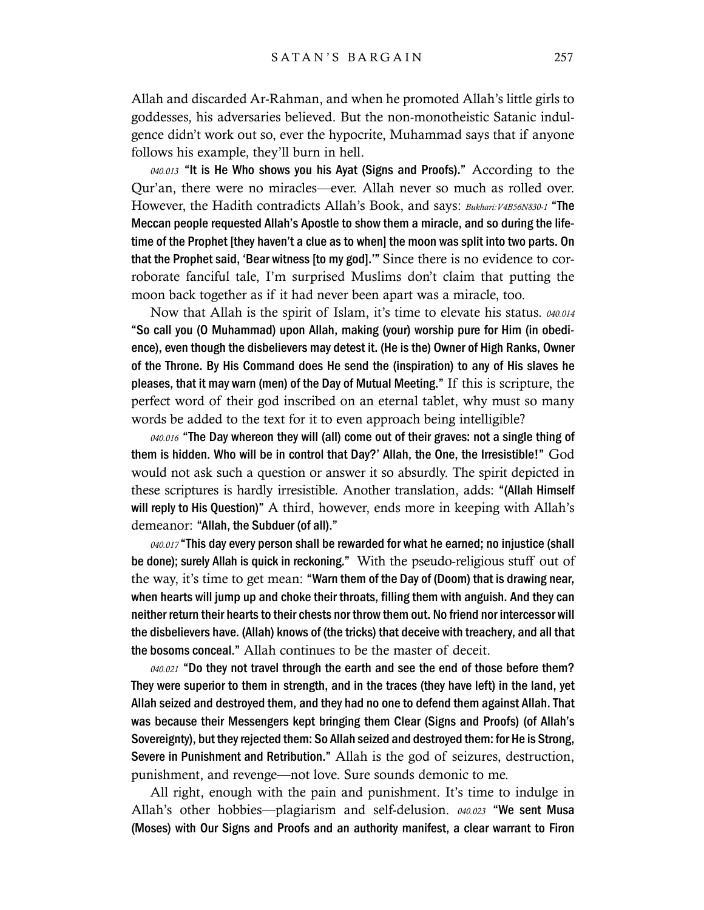Allah and discarded Ar-Rahman, and when he promoted Allah's little girls to goddesses, his adversaries believed. But the non-monotheistic Satanic indulgence didn't work out so, ever the hypocrite, Muhammad says that if anyone follows his example, they'll burn in hell.

*040.013* **"It is He Who shows you his Ayat (Signs and Proofs)."** According to the Qur'an, there were no miracles—ever. Allah never so much as rolled over. However, the Hadith contradicts Allah's Book, and says: *Bukhari:V4B56N830-1* **"The Meccan people requested Allah's Apostle to show them a miracle, and so during the lifetime of the Prophet [they haven't a clue as to when] the moon was split into two parts. On that the Prophet said, 'Bear witness [to my god].'"** Since there is no evidence to corroborate fanciful tale, I'm surprised Muslims don't claim that putting the moon back together as if it had never been apart was a miracle, too.

Now that Allah is the spirit of Islam, it's time to elevate his status. *040.014* **"So call you (O Muhammad) upon Allah, making (your) worship pure for Him (in obedience), even though the disbelievers may detest it. (He is the) Owner of High Ranks, Owner of the Throne. By His Command does He send the (inspiration) to any of His slaves he pleases, that it may warn (men) of the Day of Mutual Meeting."** If this is scripture, the perfect word of their god inscribed on an eternal tablet, why must so many words be added to the text for it to even approach being intelligible?

*040.016* **"The Day whereon they will (all) come out of their graves: not a single thing of them is hidden. Who will be in control that Day?' Allah, the One, the Irresistible!"** God would not ask such a question or answer it so absurdly. The spirit depicted in these scriptures is hardly irresistible. Another translation, adds: **"(Allah Himself will reply to His Question)"** A third, however, ends more in keeping with Allah's demeanor: **"Allah, the Subduer (of all)."**

*040.017* **"This day every person shall be rewarded for what he earned; no injustice (shall be done); surely Allah is quick in reckoning."** With the pseudo-religious stuff out of the way, it's time to get mean: **"Warn them of the Day of (Doom) that is drawing near, when hearts will jump up and choke their throats, filling them with anguish. And they can neither return their hearts to their chests nor throw them out. No friend nor intercessor will the disbelievers have. (Allah) knows of (the tricks) that deceive with treachery, and all that the bosoms conceal."** Allah continues to be the master of deceit.

*040.021* **"Do they not travel through the earth and see the end of those before them? They were superior to them in strength, and in the traces (they have left) in the land, yet Allah seized and destroyed them, and they had no one to defend them against Allah. That was because their Messengers kept bringing them Clear (Signs and Proofs) (of Allah's Sovereignty), but they rejected them: So Allah seized and destroyed them: for He is Strong, Severe in Punishment and Retribution."** Allah is the god of seizures, destruction, punishment, and revenge—not love. Sure sounds demonic to me.

All right, enough with the pain and punishment. It's time to indulge in Allah's other hobbies—plagiarism and self-delusion. *040.023* **"We sent Musa (Moses) with Our Signs and Proofs and an authority manifest, a clear warrant to Firon**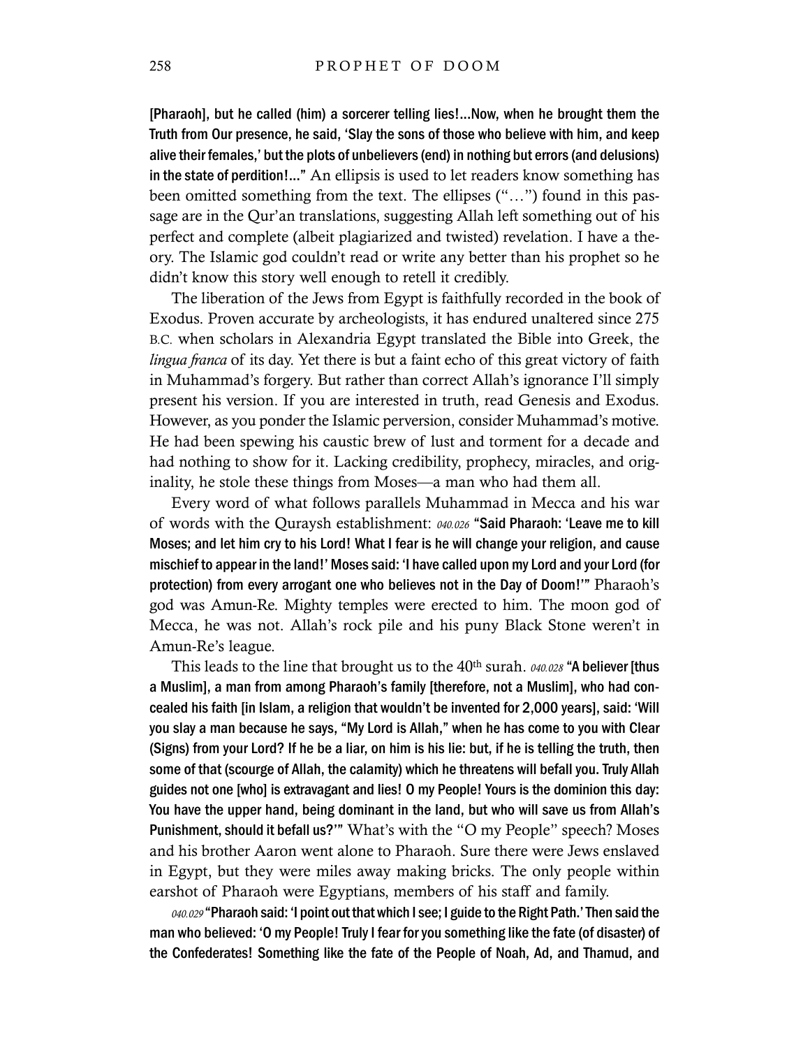**[Pharaoh], but he called (him) a sorcerer telling lies!...Now, when he brought them the Truth from Our presence, he said, 'Slay the sons of those who believe with him, and keep alive their females,' but the plots of unbelievers (end) in nothing but errors (and delusions) in the state of perdition!...**" An ellipsis is used to let readers know something has been omitted something from the text. The ellipses ("…") found in this passage are in the Qur'an translations, suggesting Allah left something out of his perfect and complete (albeit plagiarized and twisted) revelation. I have a theory. The Islamic god couldn't read or write any better than his prophet so he didn't know this story well enough to retell it credibly.

The liberation of the Jews from Egypt is faithfully recorded in the book of Exodus. Proven accurate by archeologists, it has endured unaltered since 275 B.C. when scholars in Alexandria Egypt translated the Bible into Greek, the *lingua franca* of its day. Yet there is but a faint echo of this great victory of faith in Muhammad's forgery. But rather than correct Allah's ignorance I'll simply present his version. If you are interested in truth, read Genesis and Exodus. However, as you ponder the Islamic perversion, consider Muhammad's motive. He had been spewing his caustic brew of lust and torment for a decade and had nothing to show for it. Lacking credibility, prophecy, miracles, and originality, he stole these things from Moses—a man who had them all.

Every word of what follows parallels Muhammad in Mecca and his war of words with the Quraysh establishment: *040.026* "**Said Pharaoh: 'Leave me to kill Moses; and let him cry to his Lord! What I fear is he will change your religion, and cause mischief to appear in the land!' Moses said: 'I have called upon my Lord and your Lord (for protection) from every arrogant one who believes not in the Day of Doom!'**" Pharaoh's god was Amun-Re. Mighty temples were erected to him. The moon god of Mecca, he was not. Allah's rock pile and his puny Black Stone weren't in Amun-Re's league.

This leads to the line that brought us to the 40th surah. *040.028* "**A believer [thus a Muslim], a man from among Pharaoh's family [therefore, not a Muslim], who had concealed his faith [in Islam, a religion that wouldn't be invented for 2,000 years], said: 'Will you slay a man because he says, "My Lord is Allah," when he has come to you with Clear (Signs) from your Lord? If he be a liar, on him is his lie: but, if he is telling the truth, then some of that (scourge of Allah, the calamity) which he threatens will befall you. Truly Allah guides not one [who] is extravagant and lies! O my People! Yours is the dominion this day: You have the upper hand, being dominant in the land, but who will save us from Allah's Punishment, should it befall us?'**" What's with the "O my People" speech? Moses and his brother Aaron went alone to Pharaoh. Sure there were Jews enslaved in Egypt, but they were miles away making bricks. The only people within earshot of Pharaoh were Egyptians, members of his staff and family.

*040.029* "**Pharaoh said: 'I point out that which I see; I guide to the Right Path.' Then said the man who believed: 'O my People! Truly I fear for you something like the fate (of disaster) of the Confederates! Something like the fate of the People of Noah, Ad, and Thamud, and**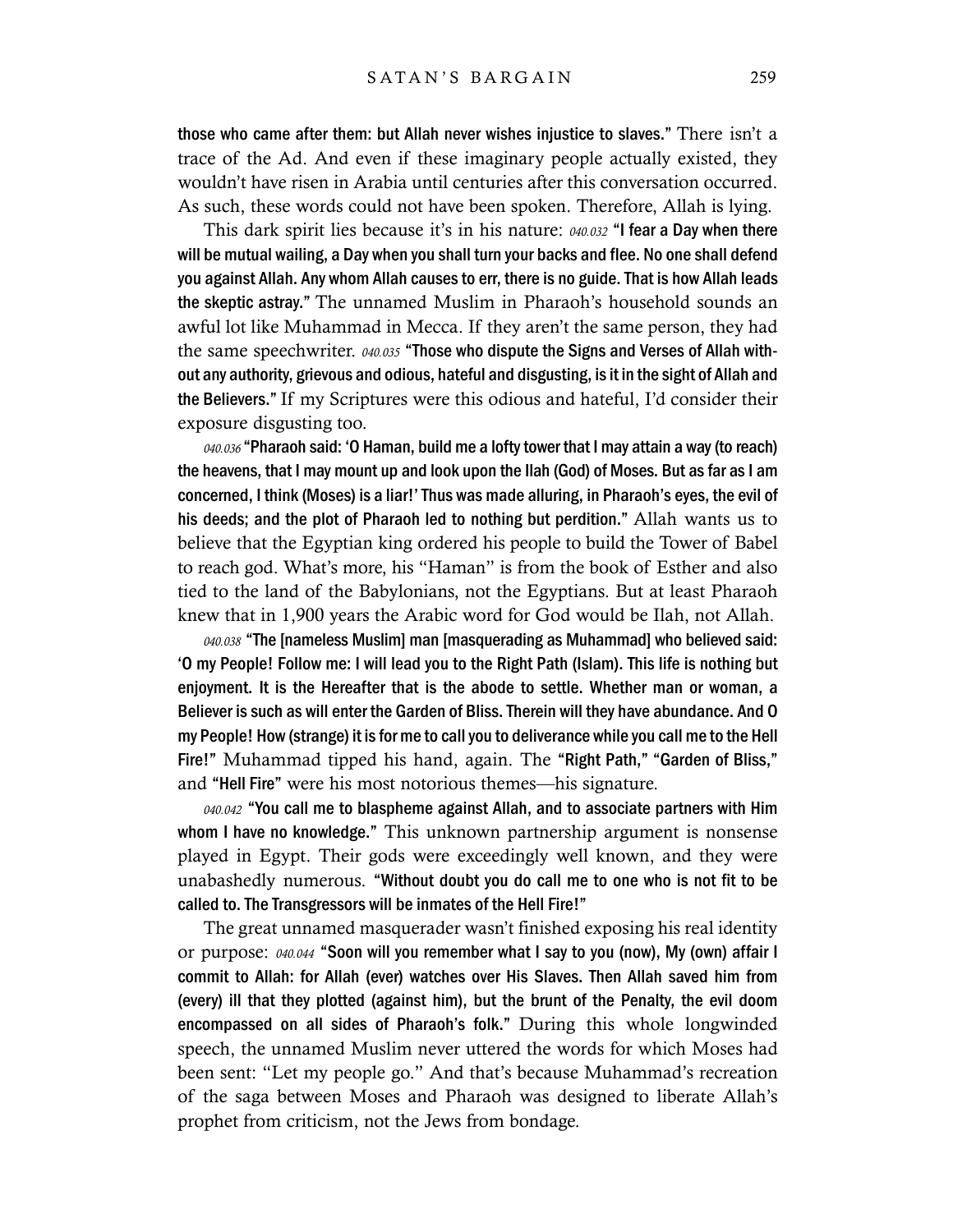**those who came after them: but Allah never wishes injustice to slaves."** There isn't a trace of the Ad. And even if these imaginary people actually existed, they wouldn't have risen in Arabia until centuries after this conversation occurred. As such, these words could not have been spoken. Therefore, Allah is lying.

This dark spirit lies because it's in his nature: *040.032* **"I fear a Day when there will be mutual wailing, a Day when you shall turn your backs and flee. No one shall defend you against Allah. Any whom Allah causes to err, there is no guide. That is how Allah leads the skeptic astray."** The unnamed Muslim in Pharaoh's household sounds an awful lot like Muhammad in Mecca. If they aren't the same person, they had the same speechwriter. *040.035* **"Those who dispute the Signs and Verses of Allah without any authority, grievous and odious, hateful and disgusting, is it in the sight of Allah and the Believers."** If my Scriptures were this odious and hateful, I'd consider their exposure disgusting too.

*040.036* **"Pharaoh said: 'O Haman, build me a lofty tower that I may attain a way (to reach) the heavens, that I may mount up and look upon the Ilah (God) of Moses. But as far as I am concerned, I think (Moses) is a liar!' Thus was made alluring, in Pharaoh's eyes, the evil of his deeds; and the plot of Pharaoh led to nothing but perdition."** Allah wants us to believe that the Egyptian king ordered his people to build the Tower of Babel to reach god. What's more, his "Haman" is from the book of Esther and also tied to the land of the Babylonians, not the Egyptians. But at least Pharaoh knew that in 1,900 years the Arabic word for God would be Ilah, not Allah.

*040.038* **"The [nameless Muslim] man [masquerading as Muhammad] who believed said: 'O my People! Follow me: I will lead you to the Right Path (Islam). This life is nothing but enjoyment. It is the Hereafter that is the abode to settle. Whether man or woman, a Believer is such as will enter the Garden of Bliss. Therein will they have abundance. And O my People! How (strange) it is for me to call you to deliverance while you call me to the Hell Fire!"** Muhammad tipped his hand, again. The **"Right Path," "Garden of Bliss,"** and **"Hell Fire"** were his most notorious themes—his signature.

*040.042* **"You call me to blaspheme against Allah, and to associate partners with Him whom I have no knowledge."** This unknown partnership argument is nonsense played in Egypt. Their gods were exceedingly well known, and they were unabashedly numerous. **"Without doubt you do call me to one who is not fit to be called to. The Transgressors will be inmates of the Hell Fire!"**

The great unnamed masquerader wasn't finished exposing his real identity or purpose: *040.044* **"Soon will you remember what I say to you (now), My (own) affair I commit to Allah: for Allah (ever) watches over His Slaves. Then Allah saved him from (every) ill that they plotted (against him), but the brunt of the Penalty, the evil doom encompassed on all sides of Pharaoh's folk."** During this whole longwinded speech, the unnamed Muslim never uttered the words for which Moses had been sent: "Let my people go." And that's because Muhammad's recreation of the saga between Moses and Pharaoh was designed to liberate Allah's prophet from criticism, not the Jews from bondage.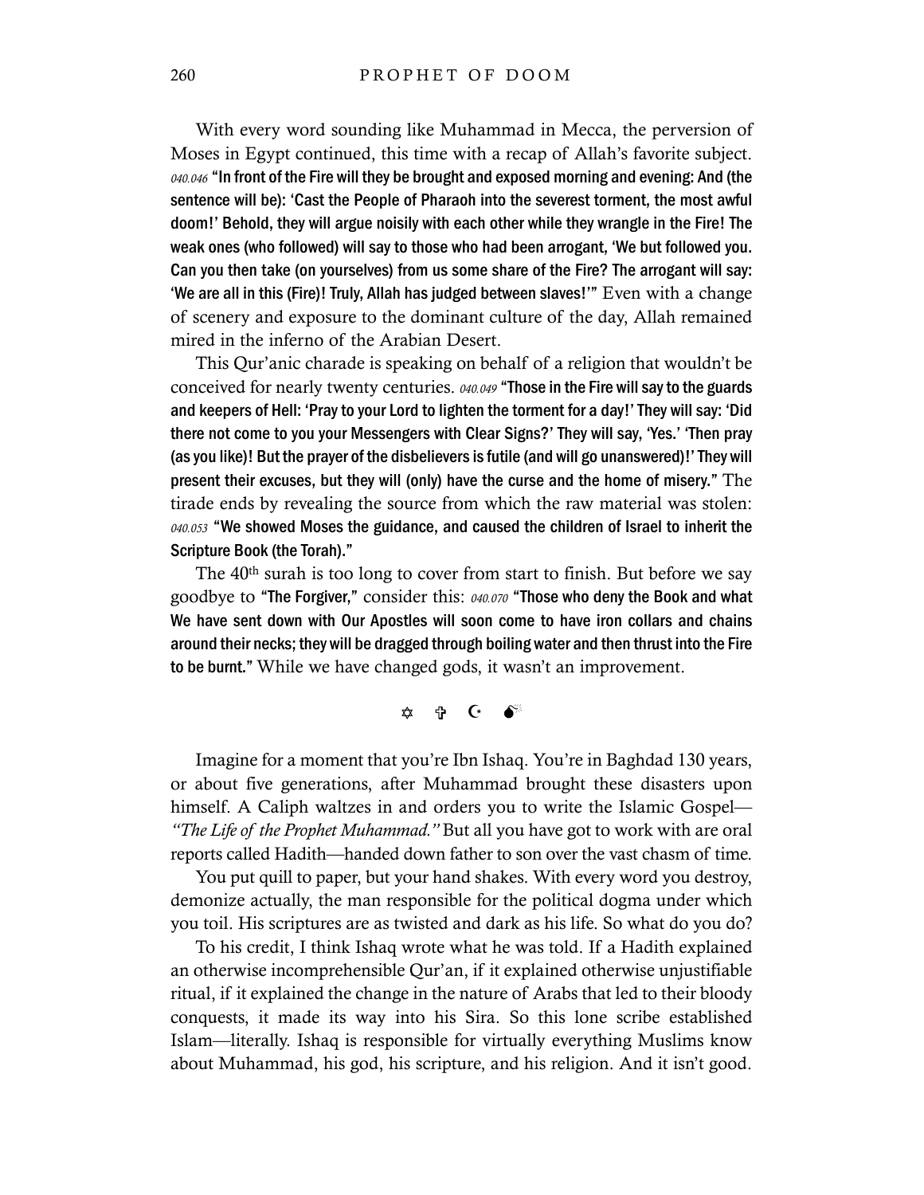With every word sounding like Muhammad in Mecca, the perversion of Moses in Egypt continued, this time with a recap of Allah's favorite subject. *040.046* **"In front of the Fire will they be brought and exposed morning and evening: And (the sentence will be): 'Cast the People of Pharaoh into the severest torment, the most awful doom!' Behold, they will argue noisily with each other while they wrangle in the Fire! The weak ones (who followed) will say to those who had been arrogant, 'We but followed you. Can you then take (on yourselves) from us some share of the Fire? The arrogant will say: 'We are all in this (Fire)! Truly, Allah has judged between slaves!'"** Even with a change of scenery and exposure to the dominant culture of the day, Allah remained mired in the inferno of the Arabian Desert.

This Qur'anic charade is speaking on behalf of a religion that wouldn't be conceived for nearly twenty centuries. *040.049* **"Those in the Fire will say to the guards and keepers of Hell: 'Pray to your Lord to lighten the torment for a day!' They will say: 'Did there not come to you your Messengers with Clear Signs?' They will say, 'Yes.' 'Then pray (as you like)! But the prayer of the disbelievers is futile (and will go unanswered)!' They will present their excuses, but they will (only) have the curse and the home of misery."** The tirade ends by revealing the source from which the raw material was stolen: *040.053* **"We showed Moses the guidance, and caused the children of Israel to inherit the Scripture Book (the Torah)."**

The 40th surah is too long to cover from start to finish. But before we say goodbye to **"The Forgiver,"** consider this: *040.070* **"Those who deny the Book and what We have sent down with Our Apostles will soon come to have iron collars and chains around their necks; they will be dragged through boiling water and then thrust into the Fire to be burnt."** While we have changed gods, it wasn't an improvement.

✡ ✞ ☪ 💣

Imagine for a moment that you're Ibn Ishaq. You're in Baghdad 130 years, or about five generations, after Muhammad brought these disasters upon himself. A Caliph waltzes in and orders you to write the Islamic Gospel—*"The Life of the Prophet Muhammad."* But all you have got to work with are oral reports called Hadith—handed down father to son over the vast chasm of time.

You put quill to paper, but your hand shakes. With every word you destroy, demonize actually, the man responsible for the political dogma under which you toil. His scriptures are as twisted and dark as his life. So what do you do?

To his credit, I think Ishaq wrote what he was told. If a Hadith explained an otherwise incomprehensible Qur'an, if it explained otherwise unjustifiable ritual, if it explained the change in the nature of Arabs that led to their bloody conquests, it made its way into his Sira. So this lone scribe established Islam—literally. Ishaq is responsible for virtually everything Muslims know about Muhammad, his god, his scripture, and his religion. And it isn't good.